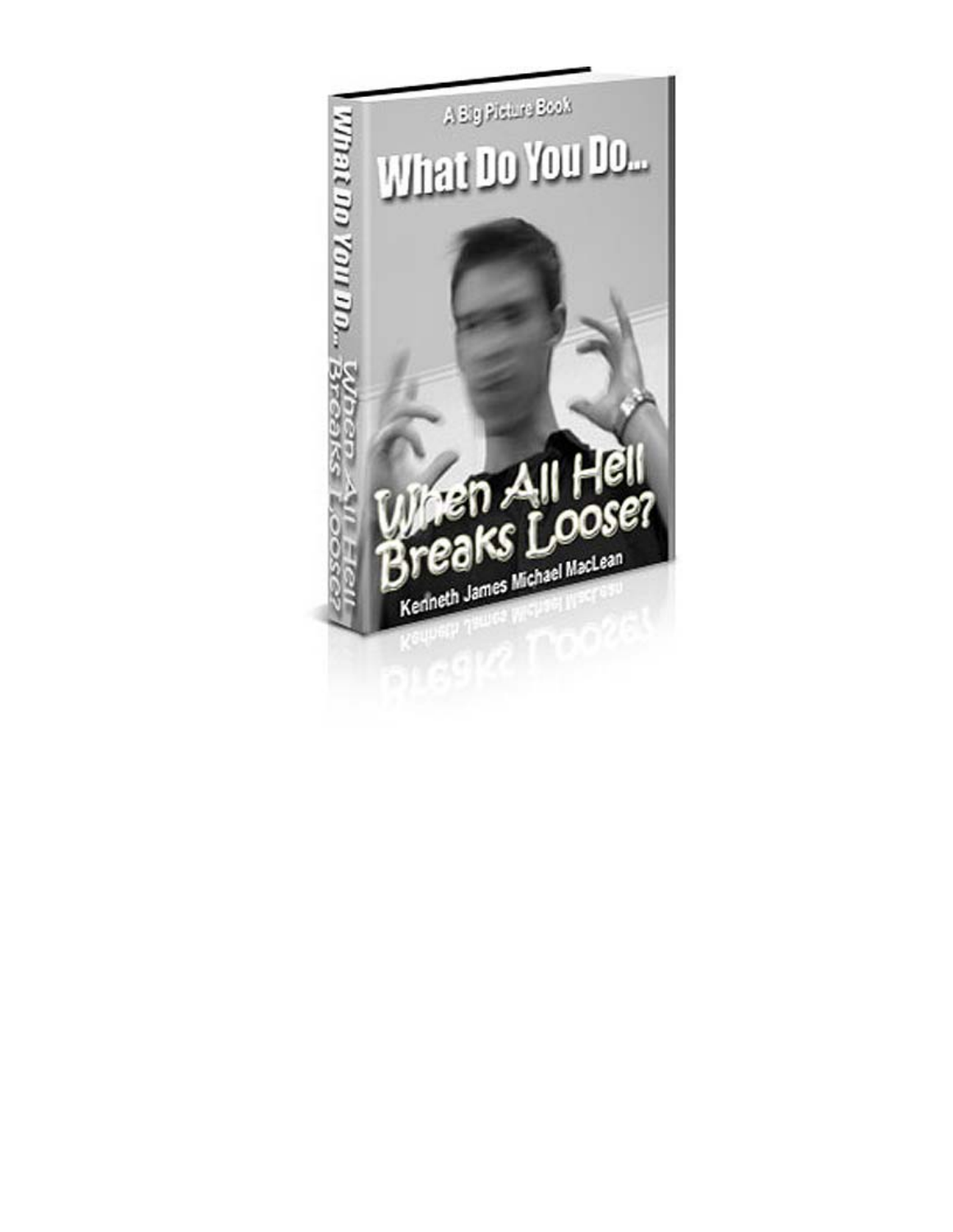A Big Picture Book

# What Do You Do... When All Hell Breaks Loose?

Kenneth James Michael MacLean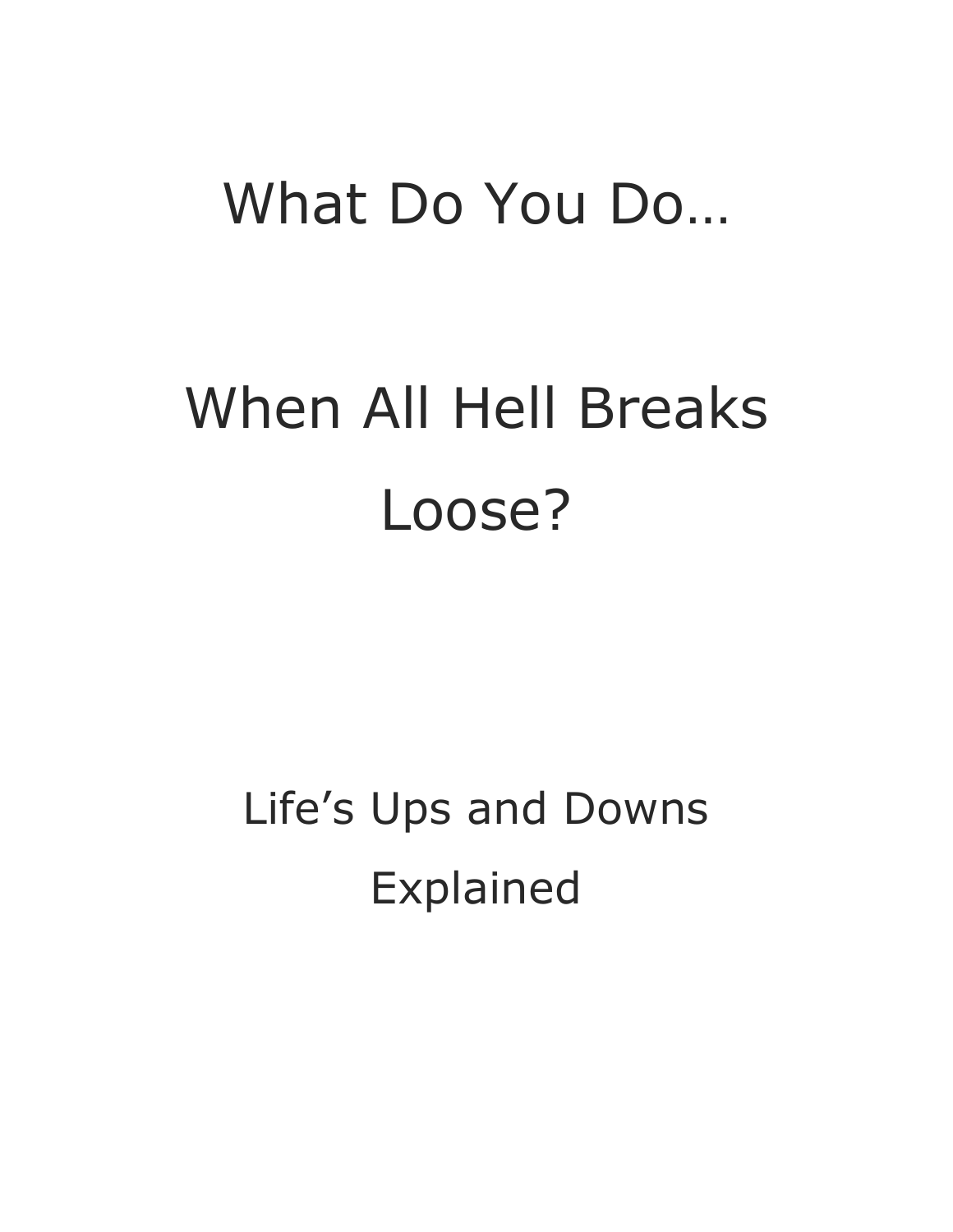# What Do You Do…

# When All Hell Breaks Loose?

## Life's Ups and Downs Explained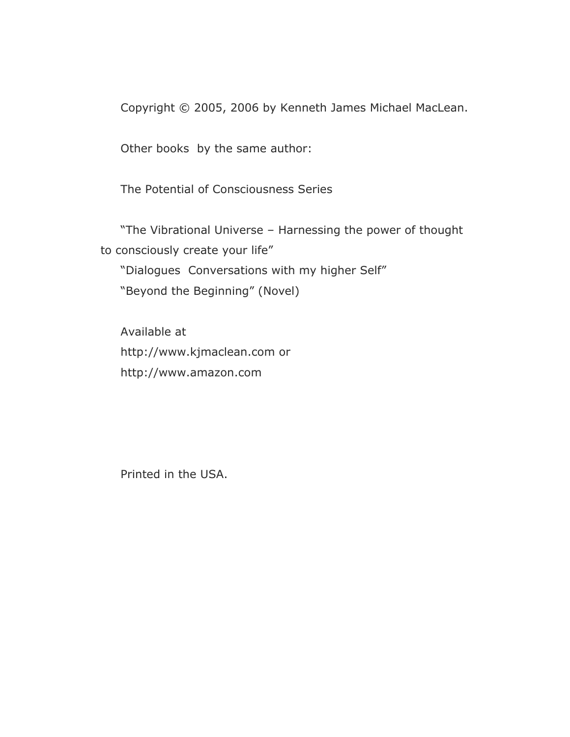Copyright © 2005, 2006 by Kenneth James Michael MacLean.

Other books by the same author:

The Potential of Consciousness Series

"The Vibrational Universe – Harnessing the power of thought to consciously create your life"

"Dialogues Conversations with my higher Self"

"Beyond the Beginning" (Novel)

Available at
http://www.kjmaclean.com or
http://www.amazon.com

Printed in the USA.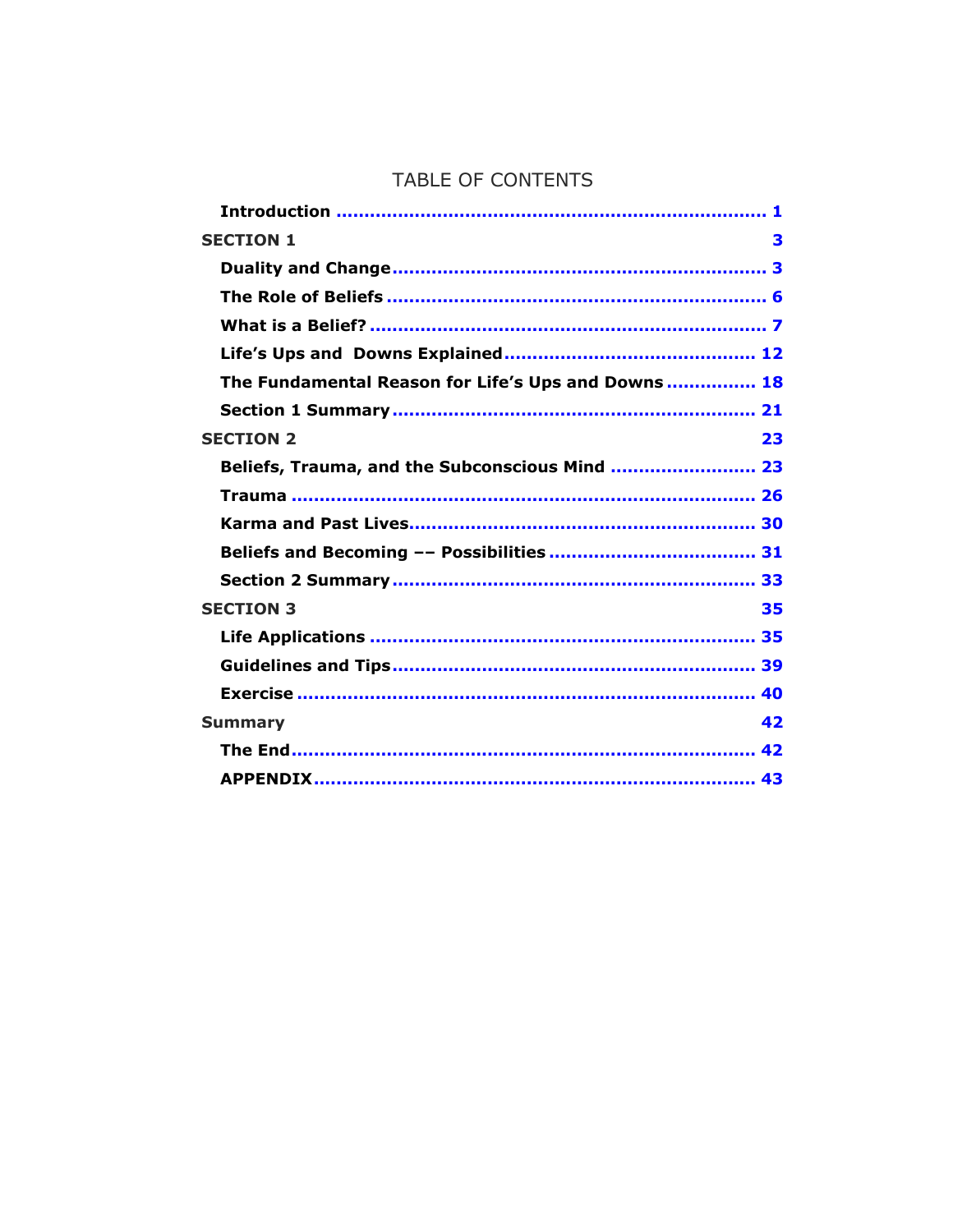# TABLE OF CONTENTS

**Introduction** ............................................................................ **1**

**SECTION 1** **3**

**Duality and Change** ................................................................. **3**

**The Role of Beliefs** .................................................................. **6**

**What is a Belief?** ..................................................................... **7**

**Life's Ups and Downs Explained** ............................................ **12**

**The Fundamental Reason for Life's Ups and Downs** ................ **18**

**Section 1 Summary** ................................................................ **21**

**SECTION 2** **23**

**Beliefs, Trauma, and the Subconscious Mind** ......................... **23**

**Trauma** ................................................................................. **26**

**Karma and Past Lives** ............................................................ **30**

**Beliefs and Becoming –– Possibilities** .................................... **31**

**Section 2 Summary** ................................................................ **33**

**SECTION 3** **35**

**Life Applications** .................................................................... **35**

**Guidelines and Tips** ................................................................ **39**

**Exercise** ................................................................................. **40**

**Summary** **42**

**The End** ................................................................................. **42**

**APPENDIX** .............................................................................. **43**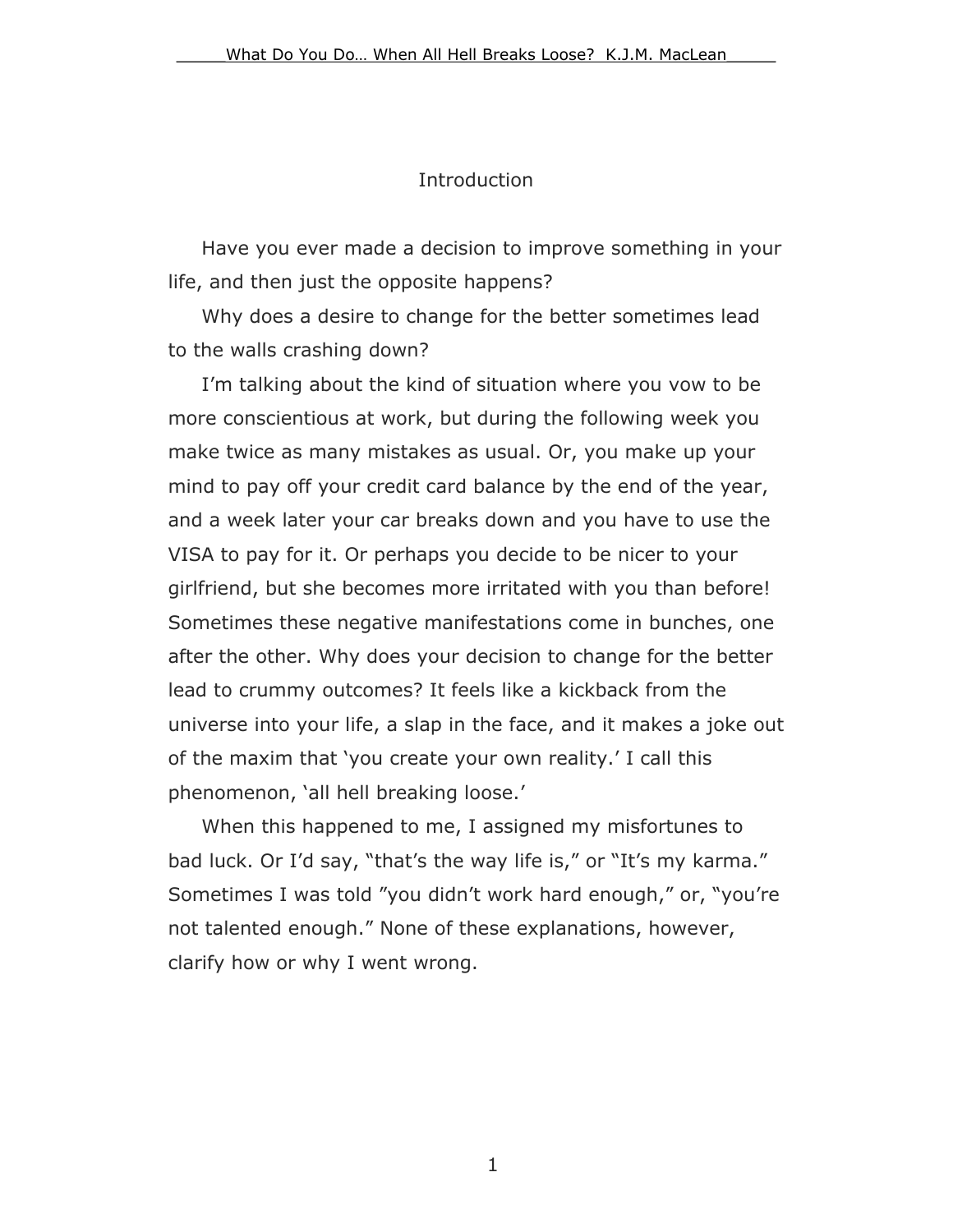# Introduction

Have you ever made a decision to improve something in your life, and then just the opposite happens?

Why does a desire to change for the better sometimes lead to the walls crashing down?

I'm talking about the kind of situation where you vow to be more conscientious at work, but during the following week you make twice as many mistakes as usual. Or, you make up your mind to pay off your credit card balance by the end of the year, and a week later your car breaks down and you have to use the VISA to pay for it. Or perhaps you decide to be nicer to your girlfriend, but she becomes more irritated with you than before! Sometimes these negative manifestations come in bunches, one after the other. Why does your decision to change for the better lead to crummy outcomes? It feels like a kickback from the universe into your life, a slap in the face, and it makes a joke out of the maxim that 'you create your own reality.' I call this phenomenon, 'all hell breaking loose.'

When this happened to me, I assigned my misfortunes to bad luck. Or I'd say, "that's the way life is," or "It's my karma." Sometimes I was told "you didn't work hard enough," or, "you're not talented enough." None of these explanations, however, clarify how or why I went wrong.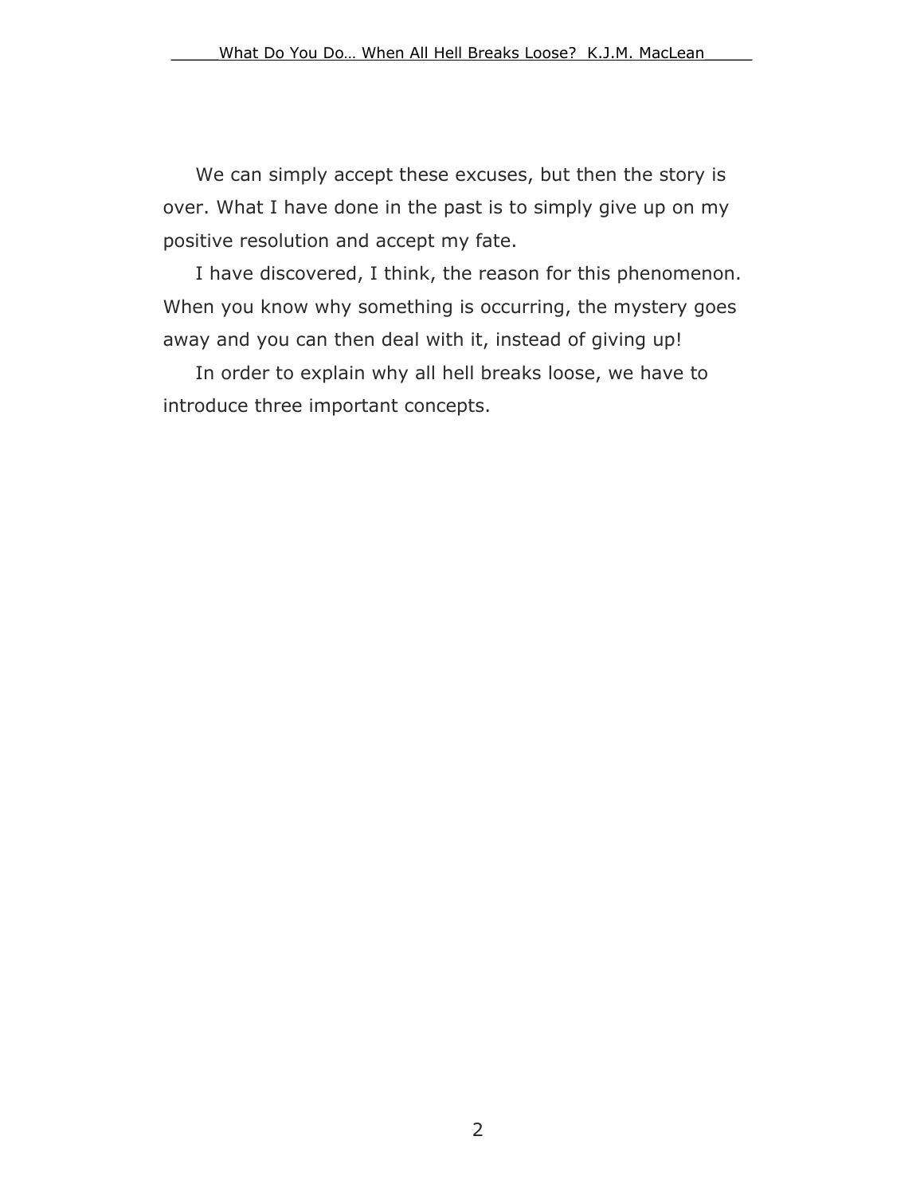We can simply accept these excuses, but then the story is over. What I have done in the past is to simply give up on my positive resolution and accept my fate.

I have discovered, I think, the reason for this phenomenon. When you know why something is occurring, the mystery goes away and you can then deal with it, instead of giving up!

In order to explain why all hell breaks loose, we have to introduce three important concepts.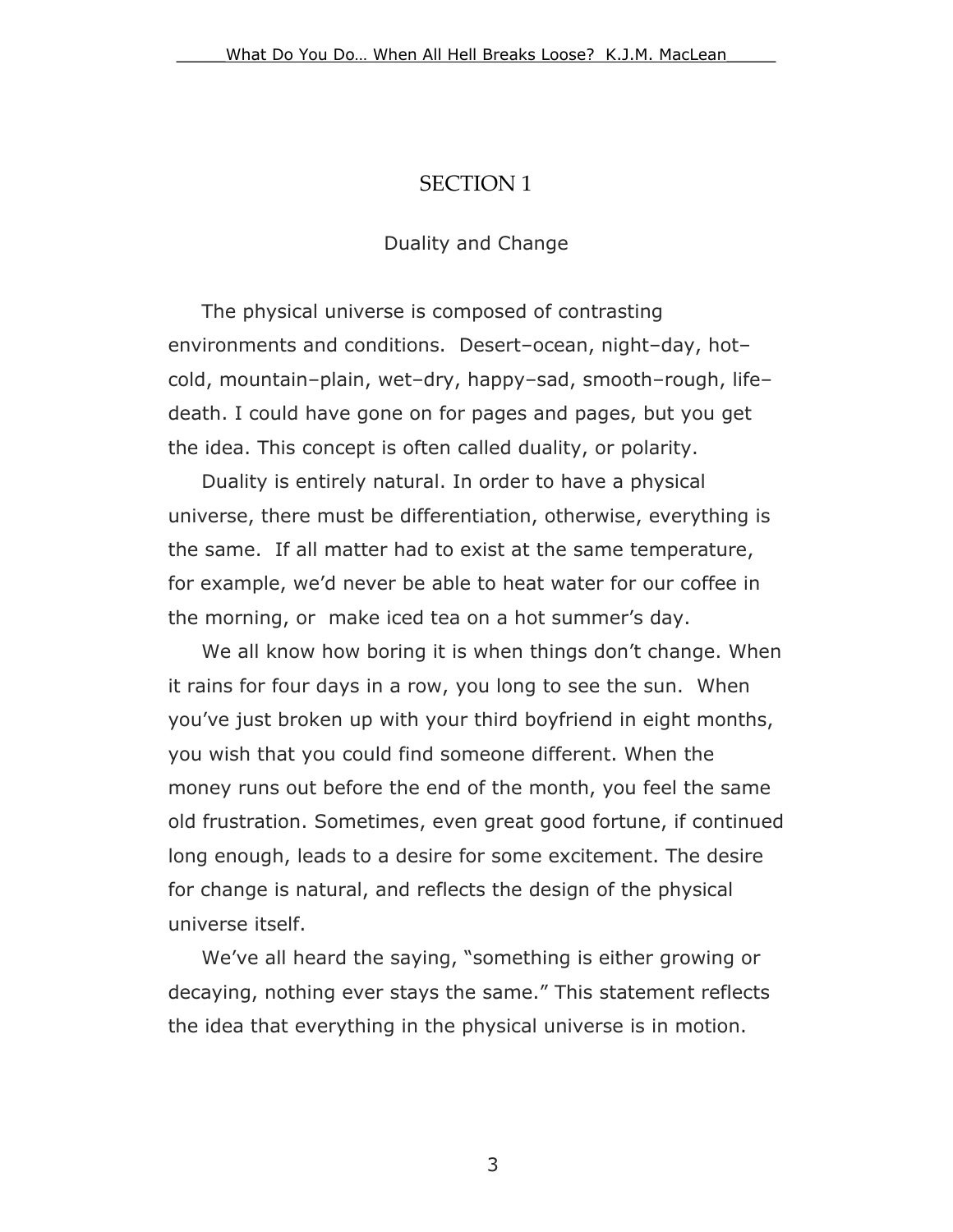# SECTION 1

## Duality and Change

The physical universe is composed of contrasting environments and conditions. Desert–ocean, night–day, hot–cold, mountain–plain, wet–dry, happy–sad, smooth–rough, life–death. I could have gone on for pages and pages, but you get the idea. This concept is often called duality, or polarity.

Duality is entirely natural. In order to have a physical universe, there must be differentiation, otherwise, everything is the same. If all matter had to exist at the same temperature, for example, we'd never be able to heat water for our coffee in the morning, or make iced tea on a hot summer's day.

We all know how boring it is when things don't change. When it rains for four days in a row, you long to see the sun. When you've just broken up with your third boyfriend in eight months, you wish that you could find someone different. When the money runs out before the end of the month, you feel the same old frustration. Sometimes, even great good fortune, if continued long enough, leads to a desire for some excitement. The desire for change is natural, and reflects the design of the physical universe itself.

We've all heard the saying, "something is either growing or decaying, nothing ever stays the same." This statement reflects the idea that everything in the physical universe is in motion.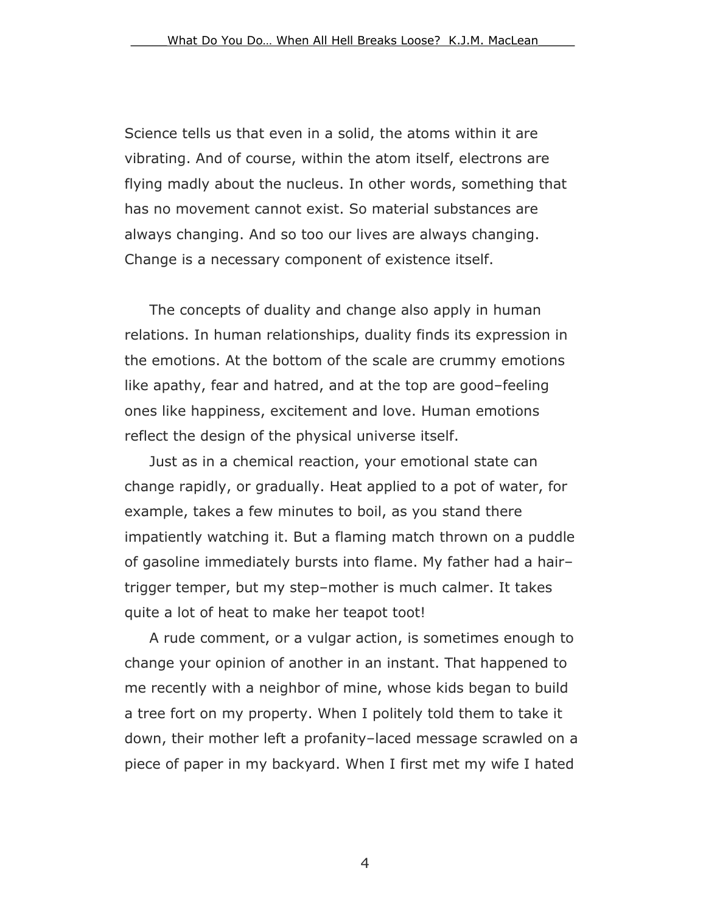Science tells us that even in a solid, the atoms within it are vibrating. And of course, within the atom itself, electrons are flying madly about the nucleus. In other words, something that has no movement cannot exist. So material substances are always changing. And so too our lives are always changing. Change is a necessary component of existence itself.

The concepts of duality and change also apply in human relations. In human relationships, duality finds its expression in the emotions. At the bottom of the scale are crummy emotions like apathy, fear and hatred, and at the top are good–feeling ones like happiness, excitement and love. Human emotions reflect the design of the physical universe itself.

Just as in a chemical reaction, your emotional state can change rapidly, or gradually. Heat applied to a pot of water, for example, takes a few minutes to boil, as you stand there impatiently watching it. But a flaming match thrown on a puddle of gasoline immediately bursts into flame. My father had a hair–trigger temper, but my step–mother is much calmer. It takes quite a lot of heat to make her teapot toot!

A rude comment, or a vulgar action, is sometimes enough to change your opinion of another in an instant. That happened to me recently with a neighbor of mine, whose kids began to build a tree fort on my property. When I politely told them to take it down, their mother left a profanity–laced message scrawled on a piece of paper in my backyard. When I first met my wife I hated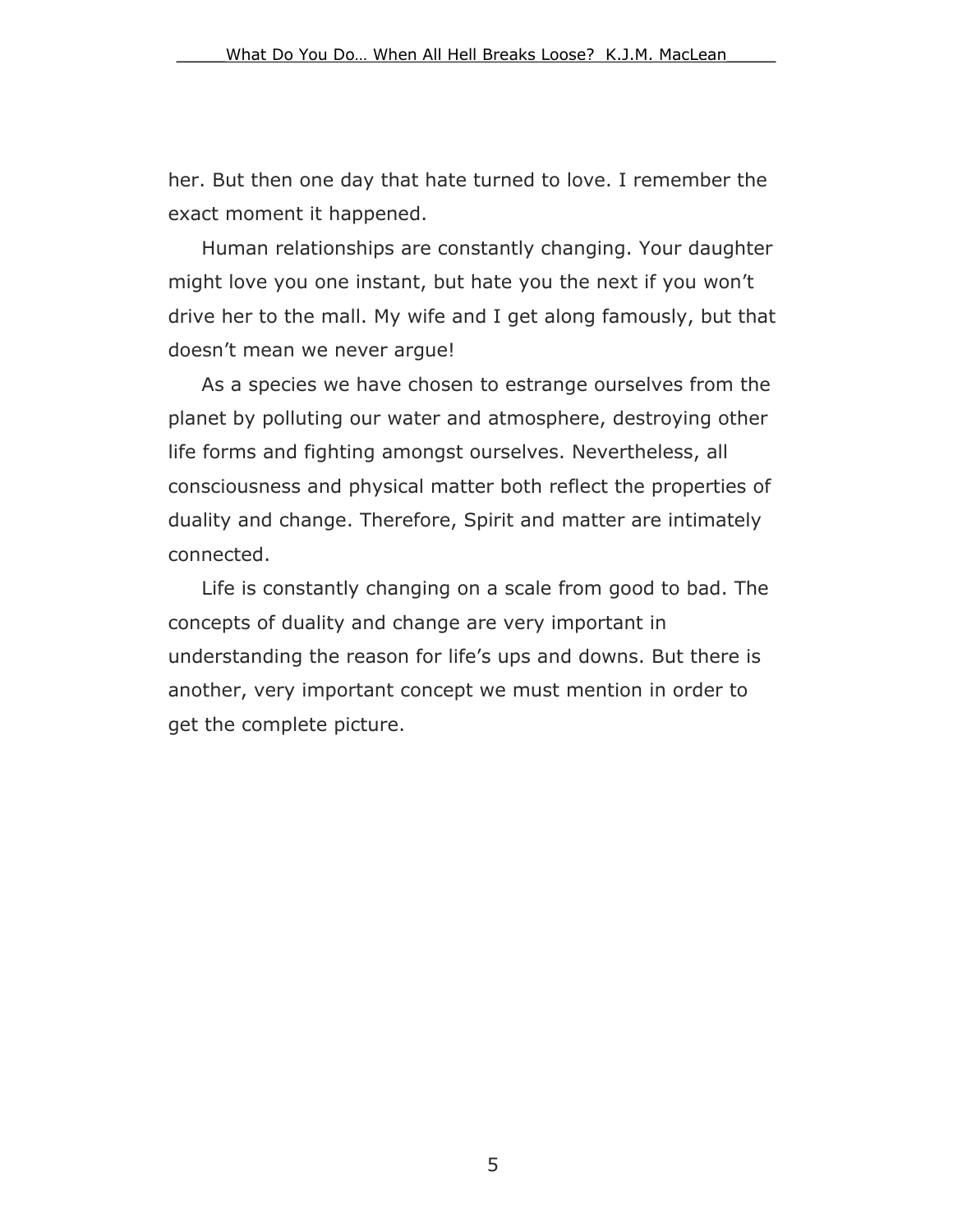her. But then one day that hate turned to love. I remember the exact moment it happened.

Human relationships are constantly changing. Your daughter might love you one instant, but hate you the next if you won't drive her to the mall. My wife and I get along famously, but that doesn't mean we never argue!

As a species we have chosen to estrange ourselves from the planet by polluting our water and atmosphere, destroying other life forms and fighting amongst ourselves. Nevertheless, all consciousness and physical matter both reflect the properties of duality and change. Therefore, Spirit and matter are intimately connected.

Life is constantly changing on a scale from good to bad. The concepts of duality and change are very important in understanding the reason for life's ups and downs. But there is another, very important concept we must mention in order to get the complete picture.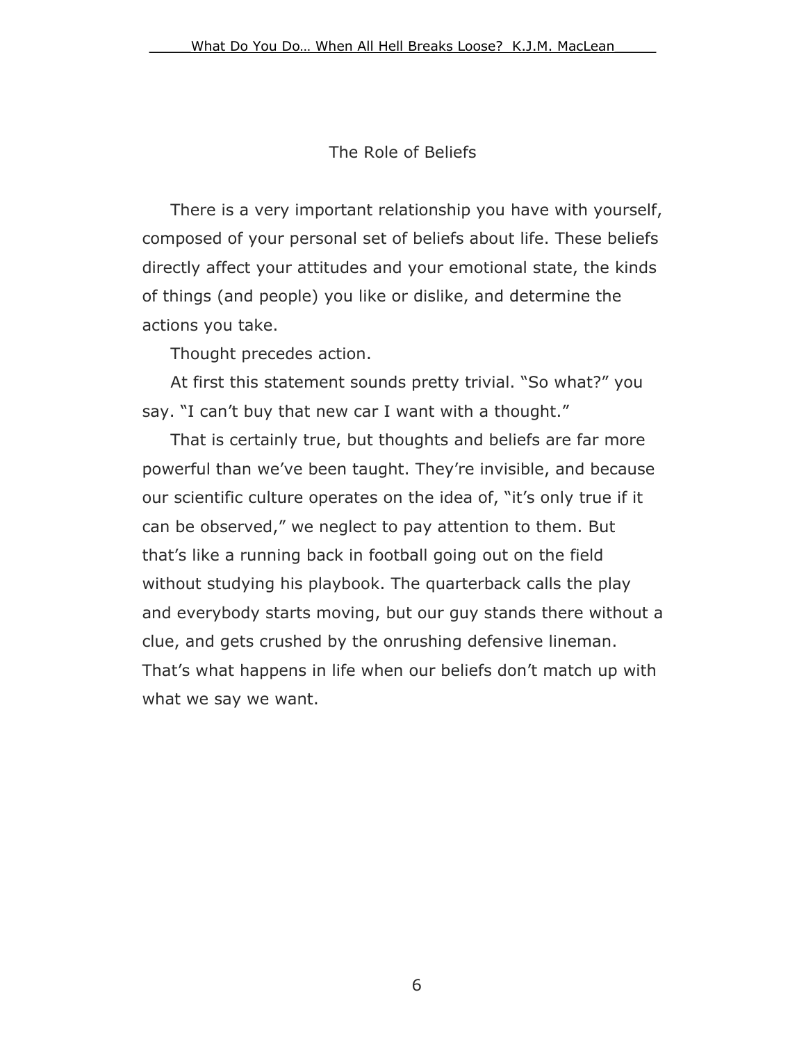## The Role of Beliefs

There is a very important relationship you have with yourself, composed of your personal set of beliefs about life. These beliefs directly affect your attitudes and your emotional state, the kinds of things (and people) you like or dislike, and determine the actions you take.

Thought precedes action.

At first this statement sounds pretty trivial. "So what?" you say. "I can't buy that new car I want with a thought."

That is certainly true, but thoughts and beliefs are far more powerful than we've been taught. They're invisible, and because our scientific culture operates on the idea of, "it's only true if it can be observed," we neglect to pay attention to them. But that's like a running back in football going out on the field without studying his playbook. The quarterback calls the play and everybody starts moving, but our guy stands there without a clue, and gets crushed by the onrushing defensive lineman. That's what happens in life when our beliefs don't match up with what we say we want.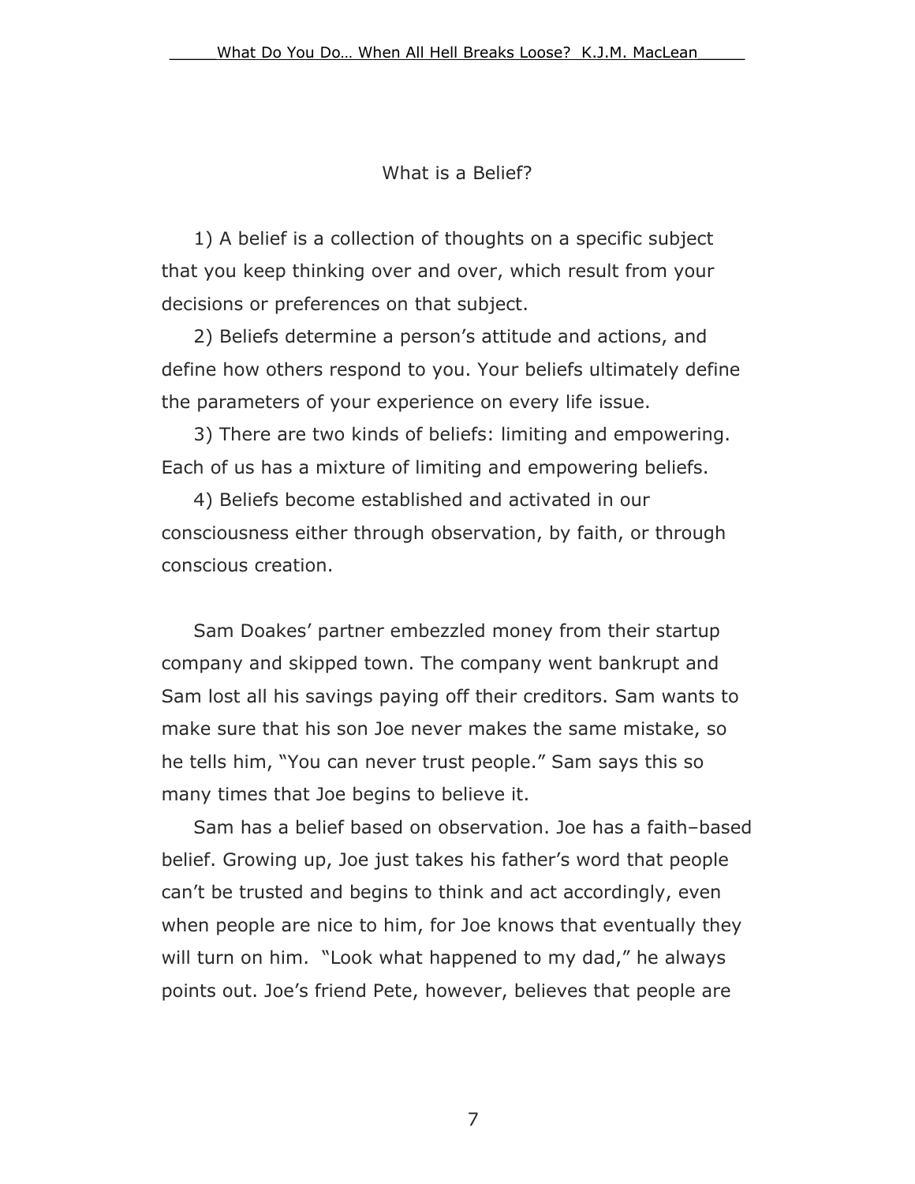## What is a Belief?

1) A belief is a collection of thoughts on a specific subject that you keep thinking over and over, which result from your decisions or preferences on that subject.

2) Beliefs determine a person's attitude and actions, and define how others respond to you. Your beliefs ultimately define the parameters of your experience on every life issue.

3) There are two kinds of beliefs: limiting and empowering. Each of us has a mixture of limiting and empowering beliefs.

4) Beliefs become established and activated in our consciousness either through observation, by faith, or through conscious creation.

Sam Doakes' partner embezzled money from their startup company and skipped town. The company went bankrupt and Sam lost all his savings paying off their creditors. Sam wants to make sure that his son Joe never makes the same mistake, so he tells him, "You can never trust people." Sam says this so many times that Joe begins to believe it.

Sam has a belief based on observation. Joe has a faith–based belief. Growing up, Joe just takes his father's word that people can't be trusted and begins to think and act accordingly, even when people are nice to him, for Joe knows that eventually they will turn on him. "Look what happened to my dad," he always points out. Joe's friend Pete, however, believes that people are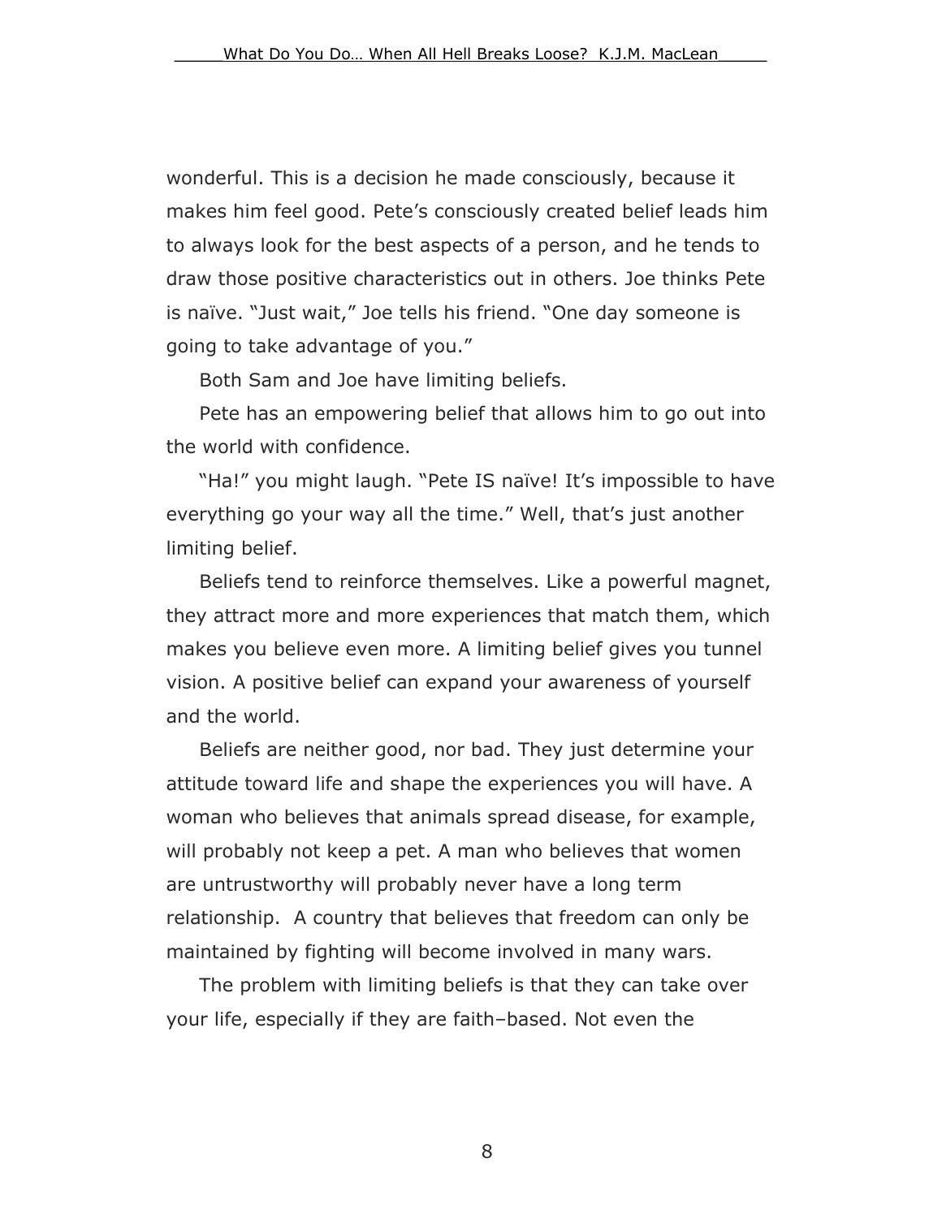wonderful. This is a decision he made consciously, because it makes him feel good. Pete's consciously created belief leads him to always look for the best aspects of a person, and he tends to draw those positive characteristics out in others. Joe thinks Pete is naïve. "Just wait," Joe tells his friend. "One day someone is going to take advantage of you."

Both Sam and Joe have limiting beliefs.

Pete has an empowering belief that allows him to go out into the world with confidence.

"Ha!" you might laugh. "Pete IS naïve! It's impossible to have everything go your way all the time." Well, that's just another limiting belief.

Beliefs tend to reinforce themselves. Like a powerful magnet, they attract more and more experiences that match them, which makes you believe even more. A limiting belief gives you tunnel vision. A positive belief can expand your awareness of yourself and the world.

Beliefs are neither good, nor bad. They just determine your attitude toward life and shape the experiences you will have. A woman who believes that animals spread disease, for example, will probably not keep a pet. A man who believes that women are untrustworthy will probably never have a long term relationship. A country that believes that freedom can only be maintained by fighting will become involved in many wars.

The problem with limiting beliefs is that they can take over your life, especially if they are faith–based. Not even the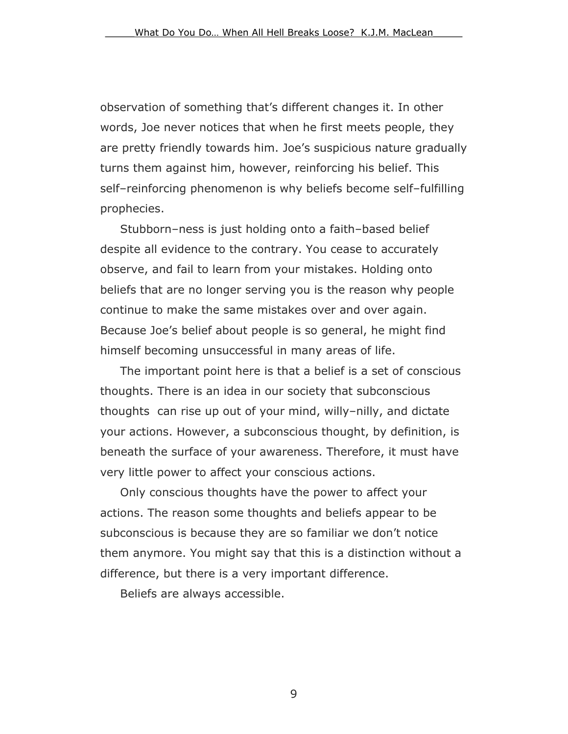observation of something that's different changes it. In other words, Joe never notices that when he first meets people, they are pretty friendly towards him. Joe's suspicious nature gradually turns them against him, however, reinforcing his belief. This self–reinforcing phenomenon is why beliefs become self–fulfilling prophecies.

Stubborn–ness is just holding onto a faith–based belief despite all evidence to the contrary. You cease to accurately observe, and fail to learn from your mistakes. Holding onto beliefs that are no longer serving you is the reason why people continue to make the same mistakes over and over again. Because Joe's belief about people is so general, he might find himself becoming unsuccessful in many areas of life.

The important point here is that a belief is a set of conscious thoughts. There is an idea in our society that subconscious thoughts can rise up out of your mind, willy–nilly, and dictate your actions. However, a subconscious thought, by definition, is beneath the surface of your awareness. Therefore, it must have very little power to affect your conscious actions.

Only conscious thoughts have the power to affect your actions. The reason some thoughts and beliefs appear to be subconscious is because they are so familiar we don't notice them anymore. You might say that this is a distinction without a difference, but there is a very important difference.

Beliefs are always accessible.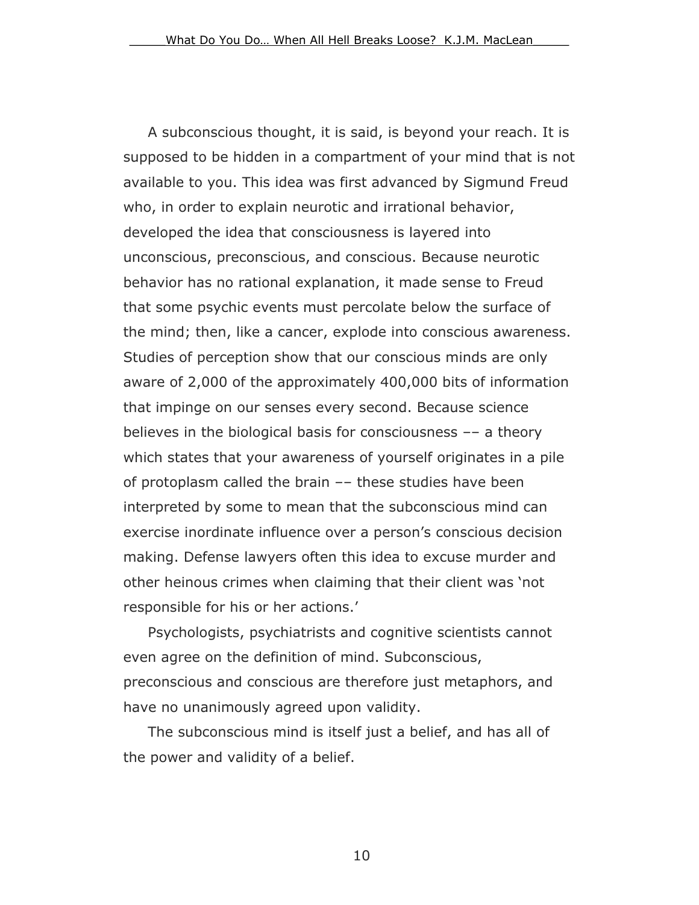A subconscious thought, it is said, is beyond your reach. It is supposed to be hidden in a compartment of your mind that is not available to you. This idea was first advanced by Sigmund Freud who, in order to explain neurotic and irrational behavior, developed the idea that consciousness is layered into unconscious, preconscious, and conscious. Because neurotic behavior has no rational explanation, it made sense to Freud that some psychic events must percolate below the surface of the mind; then, like a cancer, explode into conscious awareness. Studies of perception show that our conscious minds are only aware of 2,000 of the approximately 400,000 bits of information that impinge on our senses every second. Because science believes in the biological basis for consciousness –– a theory which states that your awareness of yourself originates in a pile of protoplasm called the brain –– these studies have been interpreted by some to mean that the subconscious mind can exercise inordinate influence over a person's conscious decision making. Defense lawyers often this idea to excuse murder and other heinous crimes when claiming that their client was 'not responsible for his or her actions.'

Psychologists, psychiatrists and cognitive scientists cannot even agree on the definition of mind. Subconscious, preconscious and conscious are therefore just metaphors, and have no unanimously agreed upon validity.

The subconscious mind is itself just a belief, and has all of the power and validity of a belief.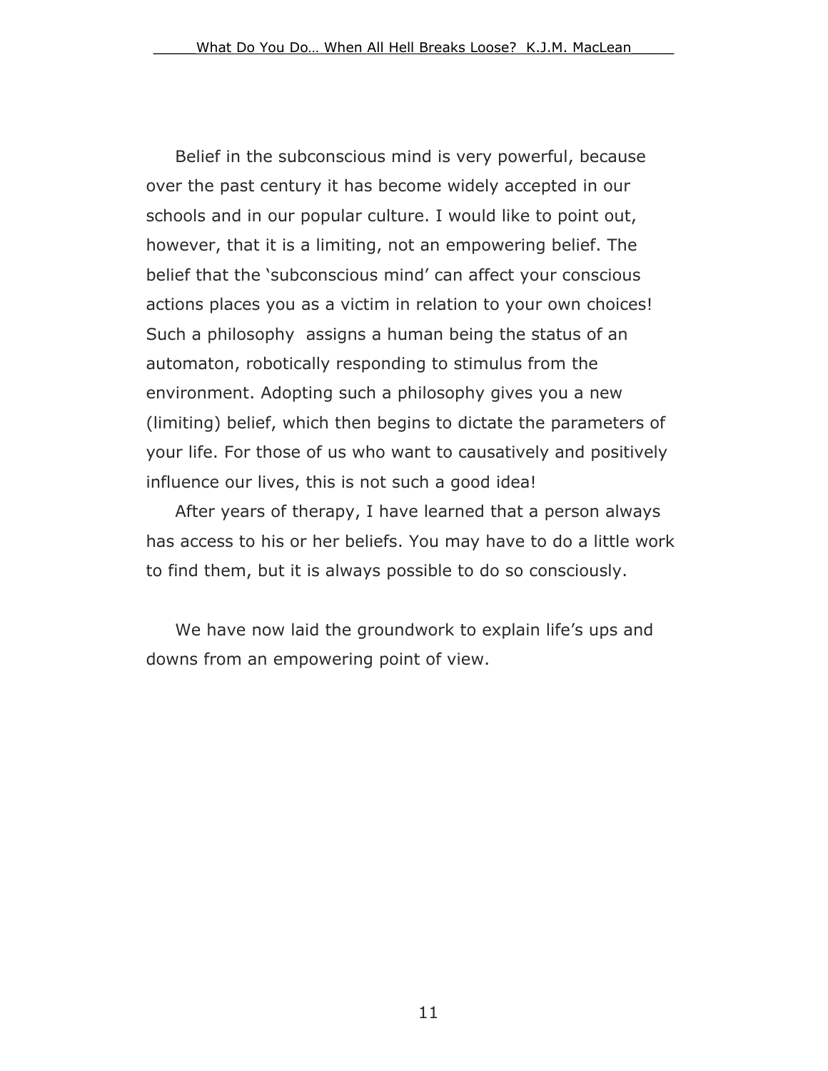Belief in the subconscious mind is very powerful, because over the past century it has become widely accepted in our schools and in our popular culture. I would like to point out, however, that it is a limiting, not an empowering belief. The belief that the 'subconscious mind' can affect your conscious actions places you as a victim in relation to your own choices! Such a philosophy  assigns a human being the status of an automaton, robotically responding to stimulus from the environment. Adopting such a philosophy gives you a new (limiting) belief, which then begins to dictate the parameters of your life. For those of us who want to causatively and positively influence our lives, this is not such a good idea!

After years of therapy, I have learned that a person always has access to his or her beliefs. You may have to do a little work to find them, but it is always possible to do so consciously.

We have now laid the groundwork to explain life's ups and downs from an empowering point of view.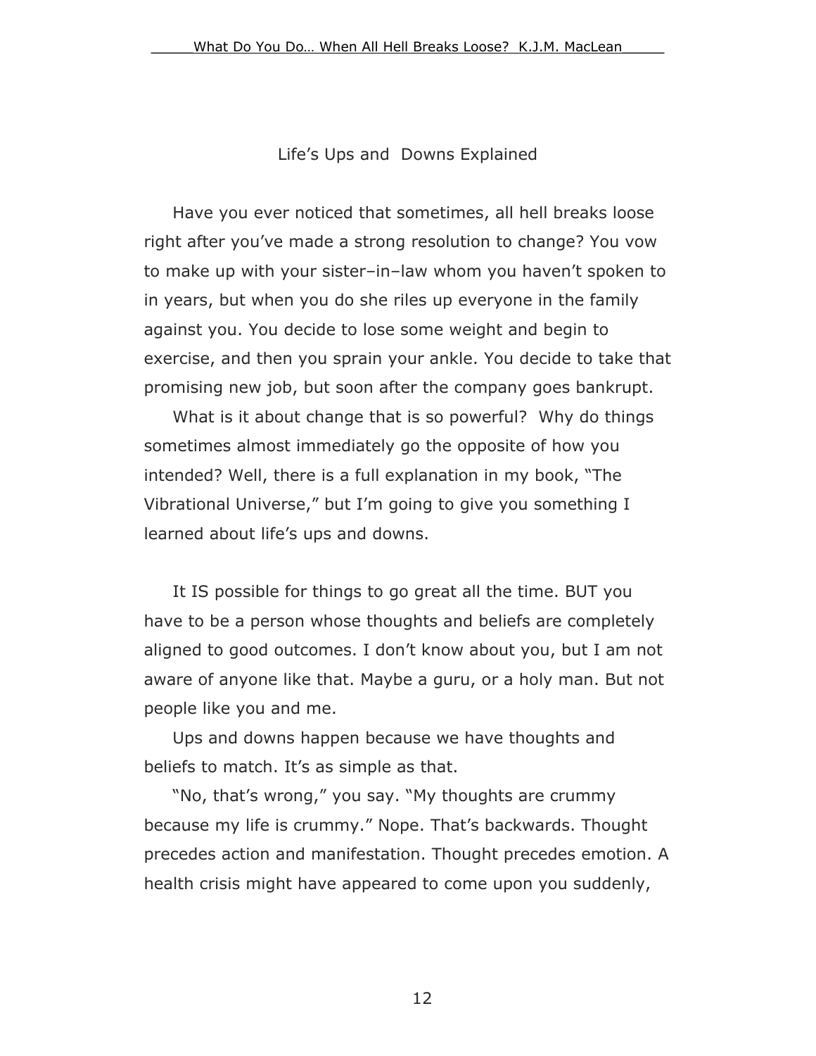## Life's Ups and Downs Explained

Have you ever noticed that sometimes, all hell breaks loose right after you've made a strong resolution to change? You vow to make up with your sister–in–law whom you haven't spoken to in years, but when you do she riles up everyone in the family against you. You decide to lose some weight and begin to exercise, and then you sprain your ankle. You decide to take that promising new job, but soon after the company goes bankrupt.

What is it about change that is so powerful? Why do things sometimes almost immediately go the opposite of how you intended? Well, there is a full explanation in my book, "The Vibrational Universe," but I'm going to give you something I learned about life's ups and downs.

It IS possible for things to go great all the time. BUT you have to be a person whose thoughts and beliefs are completely aligned to good outcomes. I don't know about you, but I am not aware of anyone like that. Maybe a guru, or a holy man. But not people like you and me.

Ups and downs happen because we have thoughts and beliefs to match. It's as simple as that.

"No, that's wrong," you say. "My thoughts are crummy because my life is crummy." Nope. That's backwards. Thought precedes action and manifestation. Thought precedes emotion. A health crisis might have appeared to come upon you suddenly,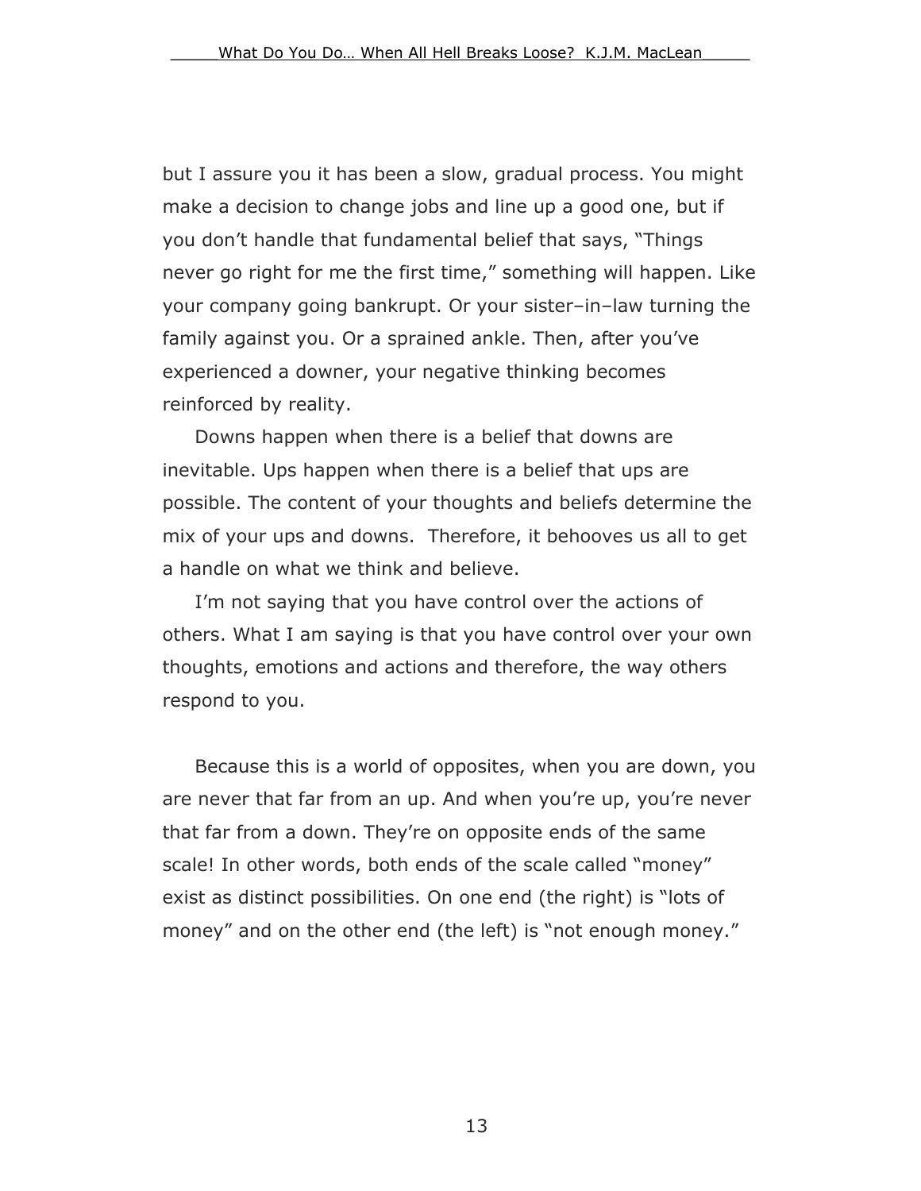but I assure you it has been a slow, gradual process. You might make a decision to change jobs and line up a good one, but if you don't handle that fundamental belief that says, "Things never go right for me the first time," something will happen. Like your company going bankrupt. Or your sister–in–law turning the family against you. Or a sprained ankle. Then, after you've experienced a downer, your negative thinking becomes reinforced by reality.

Downs happen when there is a belief that downs are inevitable. Ups happen when there is a belief that ups are possible. The content of your thoughts and beliefs determine the mix of your ups and downs. Therefore, it behooves us all to get a handle on what we think and believe.

I'm not saying that you have control over the actions of others. What I am saying is that you have control over your own thoughts, emotions and actions and therefore, the way others respond to you.

Because this is a world of opposites, when you are down, you are never that far from an up. And when you're up, you're never that far from a down. They're on opposite ends of the same scale! In other words, both ends of the scale called "money" exist as distinct possibilities. On one end (the right) is "lots of money" and on the other end (the left) is "not enough money."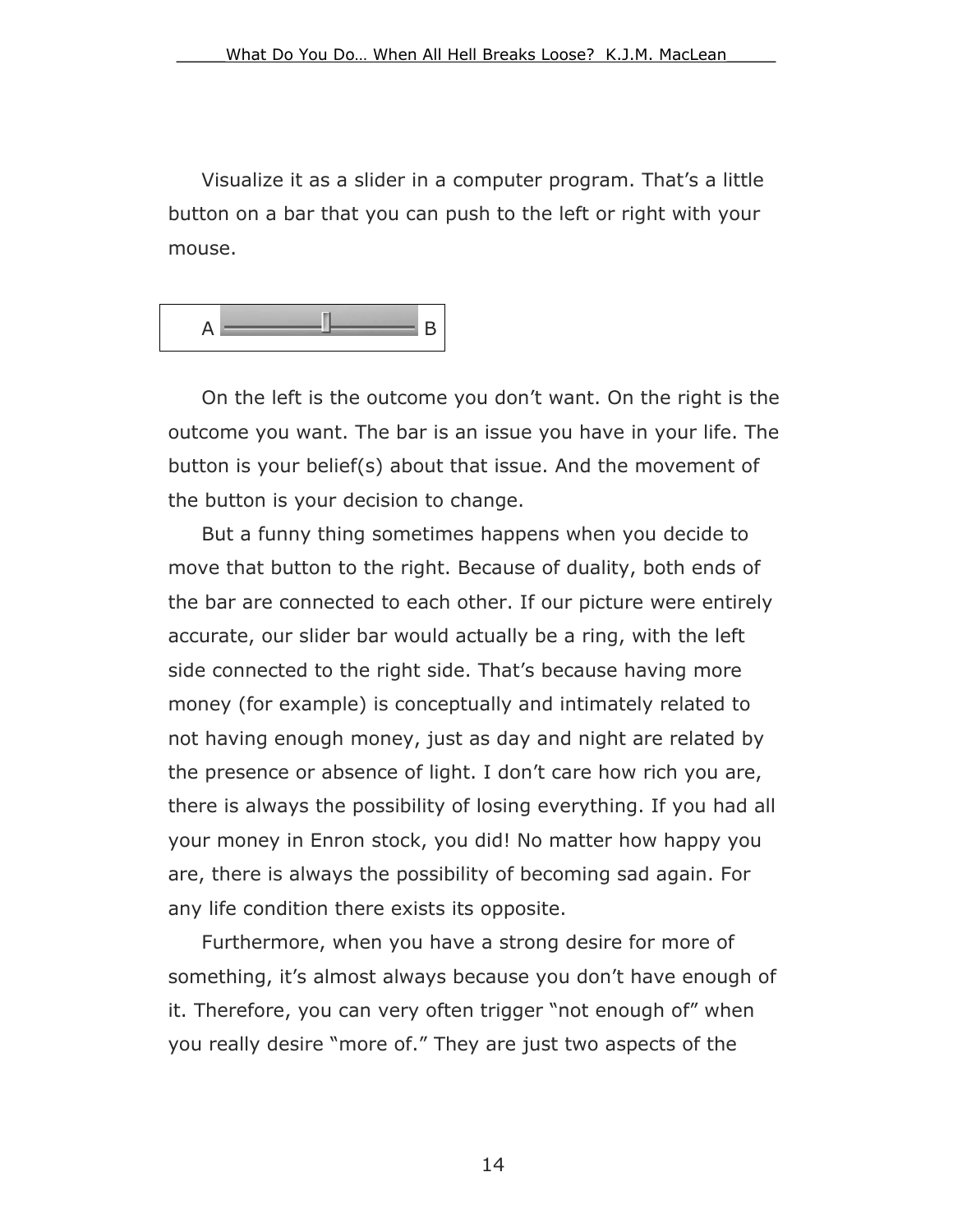Visualize it as a slider in a computer program. That's a little button on a bar that you can push to the left or right with your mouse.

A ——————|—————— B

On the left is the outcome you don't want. On the right is the outcome you want. The bar is an issue you have in your life. The button is your belief(s) about that issue. And the movement of the button is your decision to change.

But a funny thing sometimes happens when you decide to move that button to the right. Because of duality, both ends of the bar are connected to each other. If our picture were entirely accurate, our slider bar would actually be a ring, with the left side connected to the right side. That's because having more money (for example) is conceptually and intimately related to not having enough money, just as day and night are related by the presence or absence of light. I don't care how rich you are, there is always the possibility of losing everything. If you had all your money in Enron stock, you did! No matter how happy you are, there is always the possibility of becoming sad again. For any life condition there exists its opposite.

Furthermore, when you have a strong desire for more of something, it's almost always because you don't have enough of it. Therefore, you can very often trigger "not enough of" when you really desire "more of." They are just two aspects of the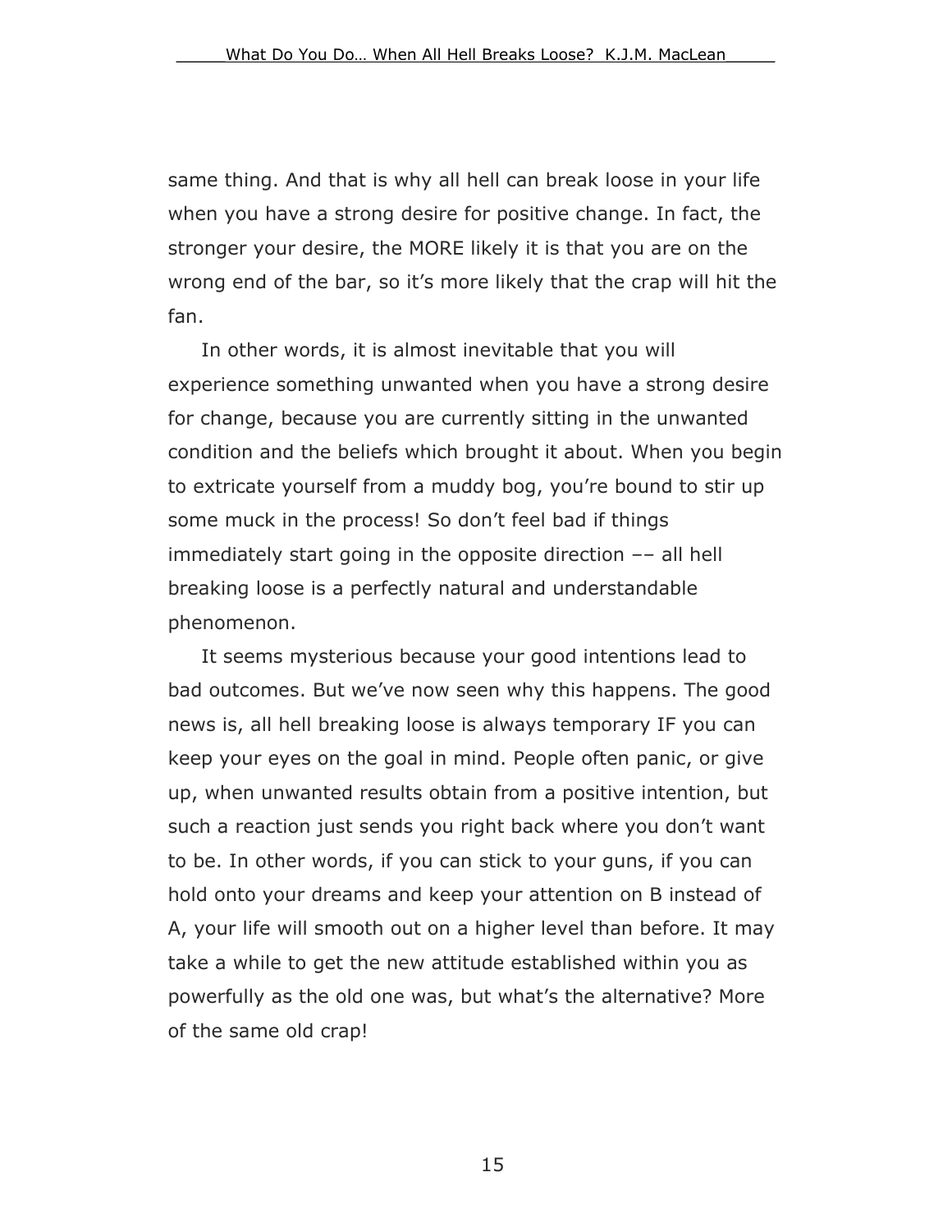same thing. And that is why all hell can break loose in your life when you have a strong desire for positive change. In fact, the stronger your desire, the MORE likely it is that you are on the wrong end of the bar, so it's more likely that the crap will hit the fan.

In other words, it is almost inevitable that you will experience something unwanted when you have a strong desire for change, because you are currently sitting in the unwanted condition and the beliefs which brought it about. When you begin to extricate yourself from a muddy bog, you're bound to stir up some muck in the process! So don't feel bad if things immediately start going in the opposite direction –– all hell breaking loose is a perfectly natural and understandable phenomenon.

It seems mysterious because your good intentions lead to bad outcomes. But we've now seen why this happens. The good news is, all hell breaking loose is always temporary IF you can keep your eyes on the goal in mind. People often panic, or give up, when unwanted results obtain from a positive intention, but such a reaction just sends you right back where you don't want to be. In other words, if you can stick to your guns, if you can hold onto your dreams and keep your attention on B instead of A, your life will smooth out on a higher level than before. It may take a while to get the new attitude established within you as powerfully as the old one was, but what's the alternative? More of the same old crap!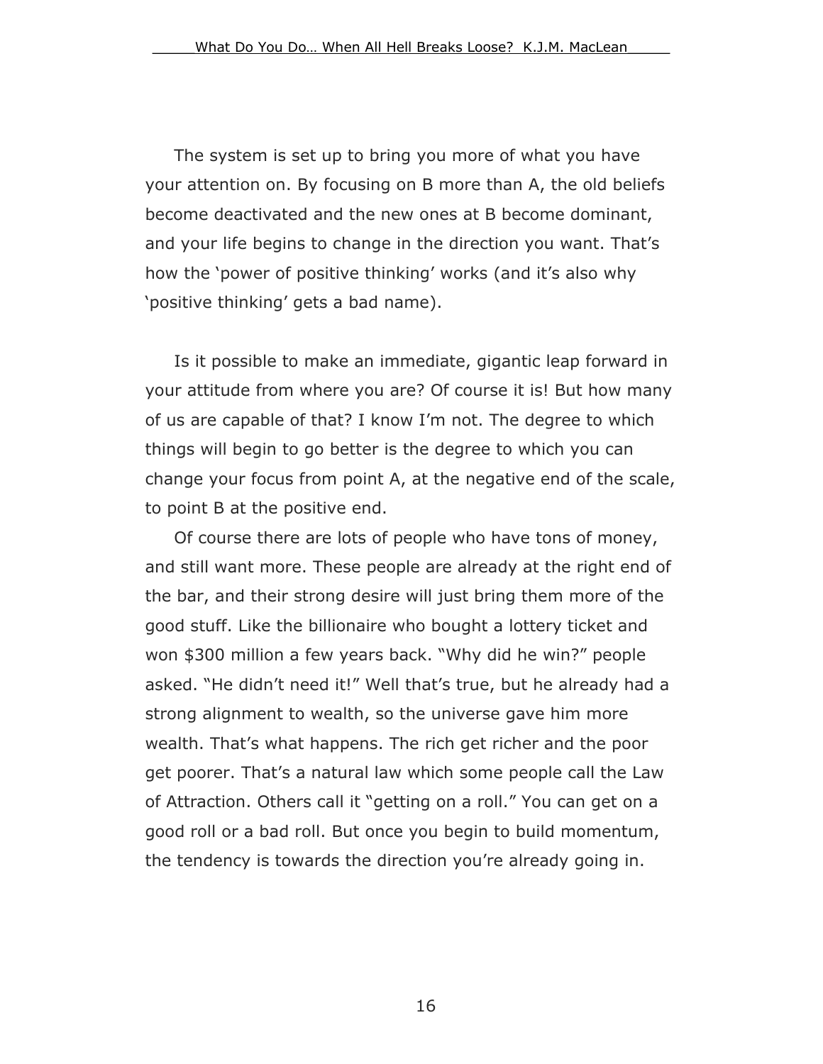The system is set up to bring you more of what you have your attention on. By focusing on B more than A, the old beliefs become deactivated and the new ones at B become dominant, and your life begins to change in the direction you want. That's how the 'power of positive thinking' works (and it's also why 'positive thinking' gets a bad name).

Is it possible to make an immediate, gigantic leap forward in your attitude from where you are? Of course it is! But how many of us are capable of that? I know I'm not. The degree to which things will begin to go better is the degree to which you can change your focus from point A, at the negative end of the scale, to point B at the positive end.

Of course there are lots of people who have tons of money, and still want more. These people are already at the right end of the bar, and their strong desire will just bring them more of the good stuff. Like the billionaire who bought a lottery ticket and won $300 million a few years back. "Why did he win?" people asked. "He didn't need it!" Well that's true, but he already had a strong alignment to wealth, so the universe gave him more wealth. That's what happens. The rich get richer and the poor get poorer. That's a natural law which some people call the Law of Attraction. Others call it "getting on a roll." You can get on a good roll or a bad roll. But once you begin to build momentum, the tendency is towards the direction you're already going in.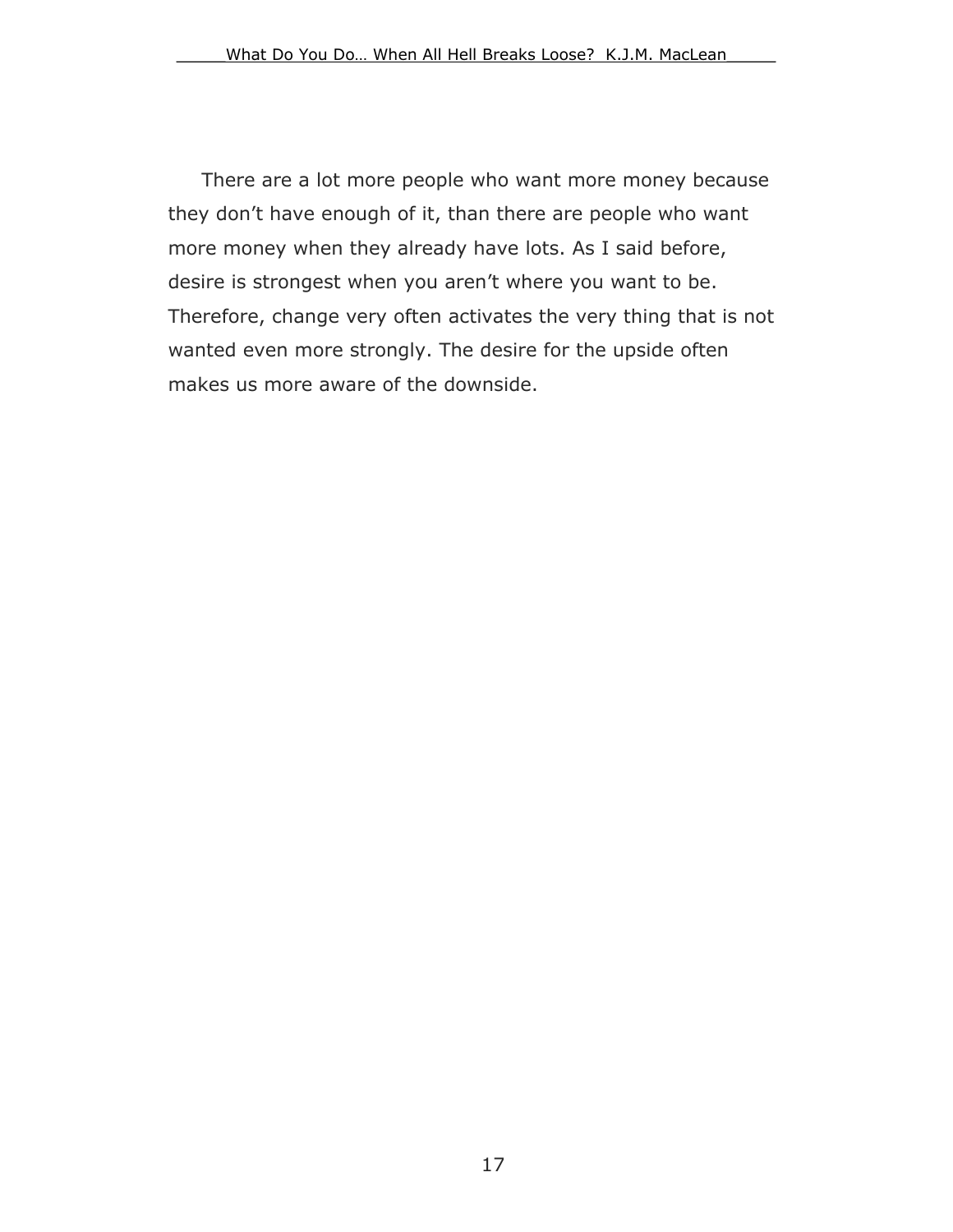There are a lot more people who want more money because they don't have enough of it, than there are people who want more money when they already have lots. As I said before, desire is strongest when you aren't where you want to be. Therefore, change very often activates the very thing that is not wanted even more strongly. The desire for the upside often makes us more aware of the downside.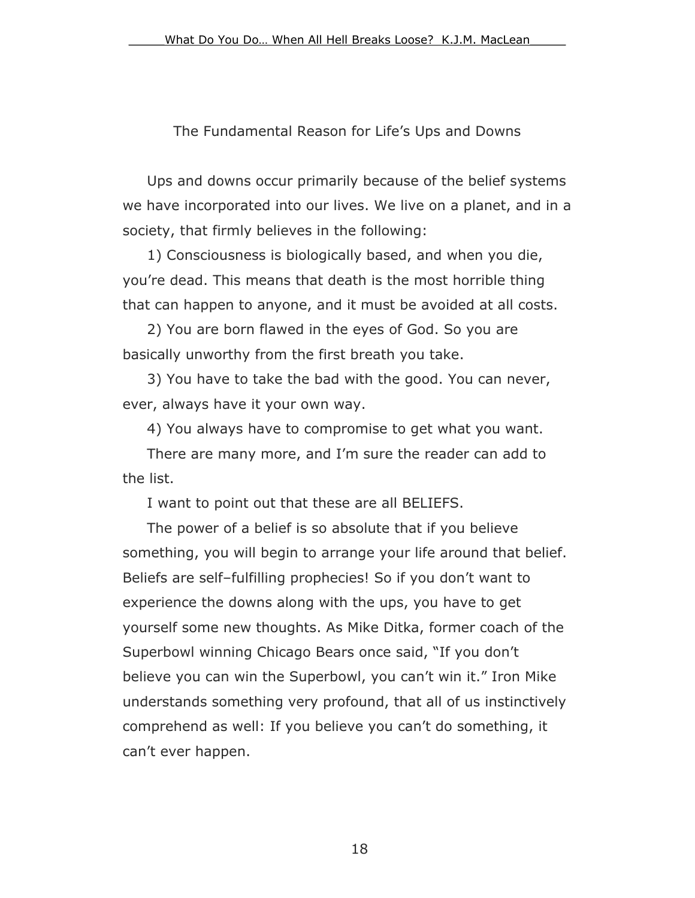## The Fundamental Reason for Life's Ups and Downs

Ups and downs occur primarily because of the belief systems we have incorporated into our lives. We live on a planet, and in a society, that firmly believes in the following:

1) Consciousness is biologically based, and when you die, you're dead. This means that death is the most horrible thing that can happen to anyone, and it must be avoided at all costs.

2) You are born flawed in the eyes of God. So you are basically unworthy from the first breath you take.

3) You have to take the bad with the good. You can never, ever, always have it your own way.

4) You always have to compromise to get what you want.

There are many more, and I'm sure the reader can add to the list.

I want to point out that these are all BELIEFS.

The power of a belief is so absolute that if you believe something, you will begin to arrange your life around that belief. Beliefs are self–fulfilling prophecies! So if you don't want to experience the downs along with the ups, you have to get yourself some new thoughts. As Mike Ditka, former coach of the Superbowl winning Chicago Bears once said, "If you don't believe you can win the Superbowl, you can't win it." Iron Mike understands something very profound, that all of us instinctively comprehend as well: If you believe you can't do something, it can't ever happen.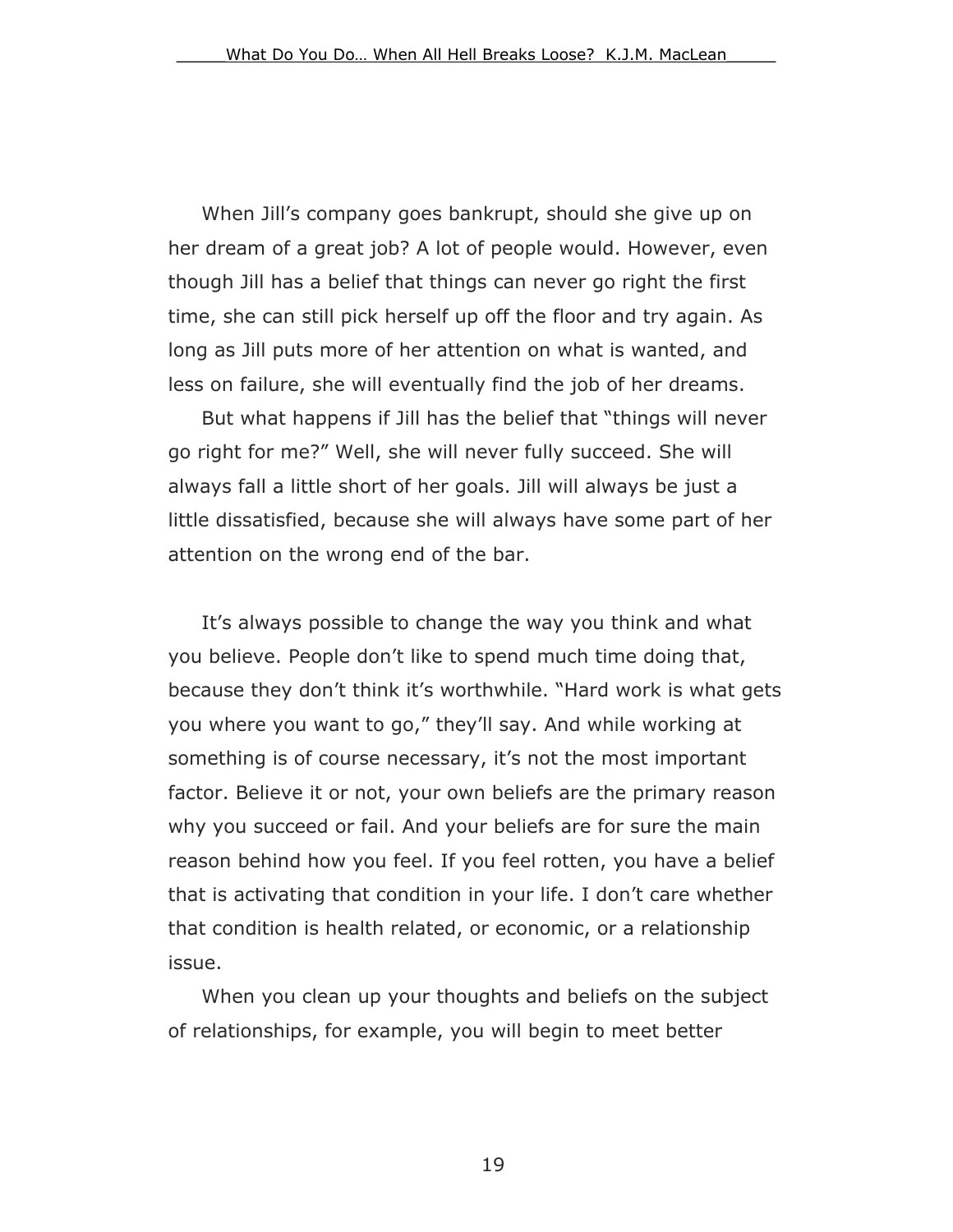When Jill's company goes bankrupt, should she give up on her dream of a great job? A lot of people would. However, even though Jill has a belief that things can never go right the first time, she can still pick herself up off the floor and try again. As long as Jill puts more of her attention on what is wanted, and less on failure, she will eventually find the job of her dreams.

But what happens if Jill has the belief that "things will never go right for me?" Well, she will never fully succeed. She will always fall a little short of her goals. Jill will always be just a little dissatisfied, because she will always have some part of her attention on the wrong end of the bar.

It's always possible to change the way you think and what you believe. People don't like to spend much time doing that, because they don't think it's worthwhile. "Hard work is what gets you where you want to go," they'll say. And while working at something is of course necessary, it's not the most important factor. Believe it or not, your own beliefs are the primary reason why you succeed or fail. And your beliefs are for sure the main reason behind how you feel. If you feel rotten, you have a belief that is activating that condition in your life. I don't care whether that condition is health related, or economic, or a relationship issue.

When you clean up your thoughts and beliefs on the subject of relationships, for example, you will begin to meet better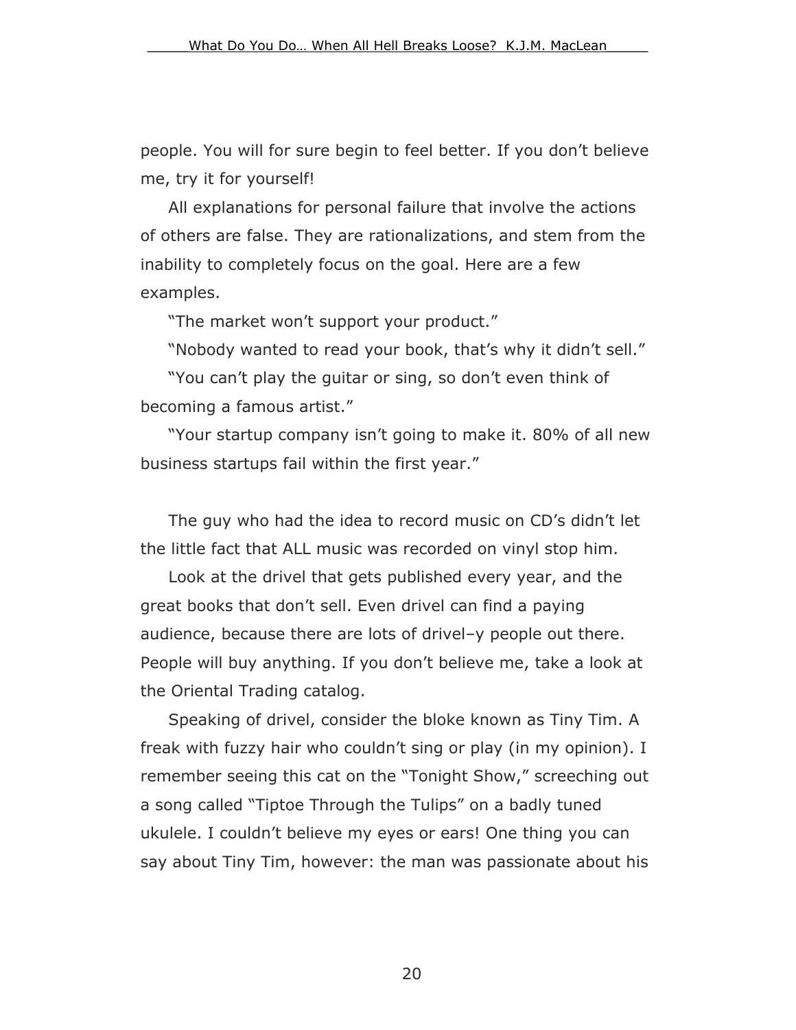people. You will for sure begin to feel better. If you don't believe me, try it for yourself!

All explanations for personal failure that involve the actions of others are false. They are rationalizations, and stem from the inability to completely focus on the goal. Here are a few examples.

"The market won't support your product."

"Nobody wanted to read your book, that's why it didn't sell."

"You can't play the guitar or sing, so don't even think of becoming a famous artist."

"Your startup company isn't going to make it. 80% of all new business startups fail within the first year."

The guy who had the idea to record music on CD's didn't let the little fact that ALL music was recorded on vinyl stop him.

Look at the drivel that gets published every year, and the great books that don't sell. Even drivel can find a paying audience, because there are lots of drivel–y people out there. People will buy anything. If you don't believe me, take a look at the Oriental Trading catalog.

Speaking of drivel, consider the bloke known as Tiny Tim. A freak with fuzzy hair who couldn't sing or play (in my opinion). I remember seeing this cat on the "Tonight Show," screeching out a song called "Tiptoe Through the Tulips" on a badly tuned ukulele. I couldn't believe my eyes or ears! One thing you can say about Tiny Tim, however: the man was passionate about his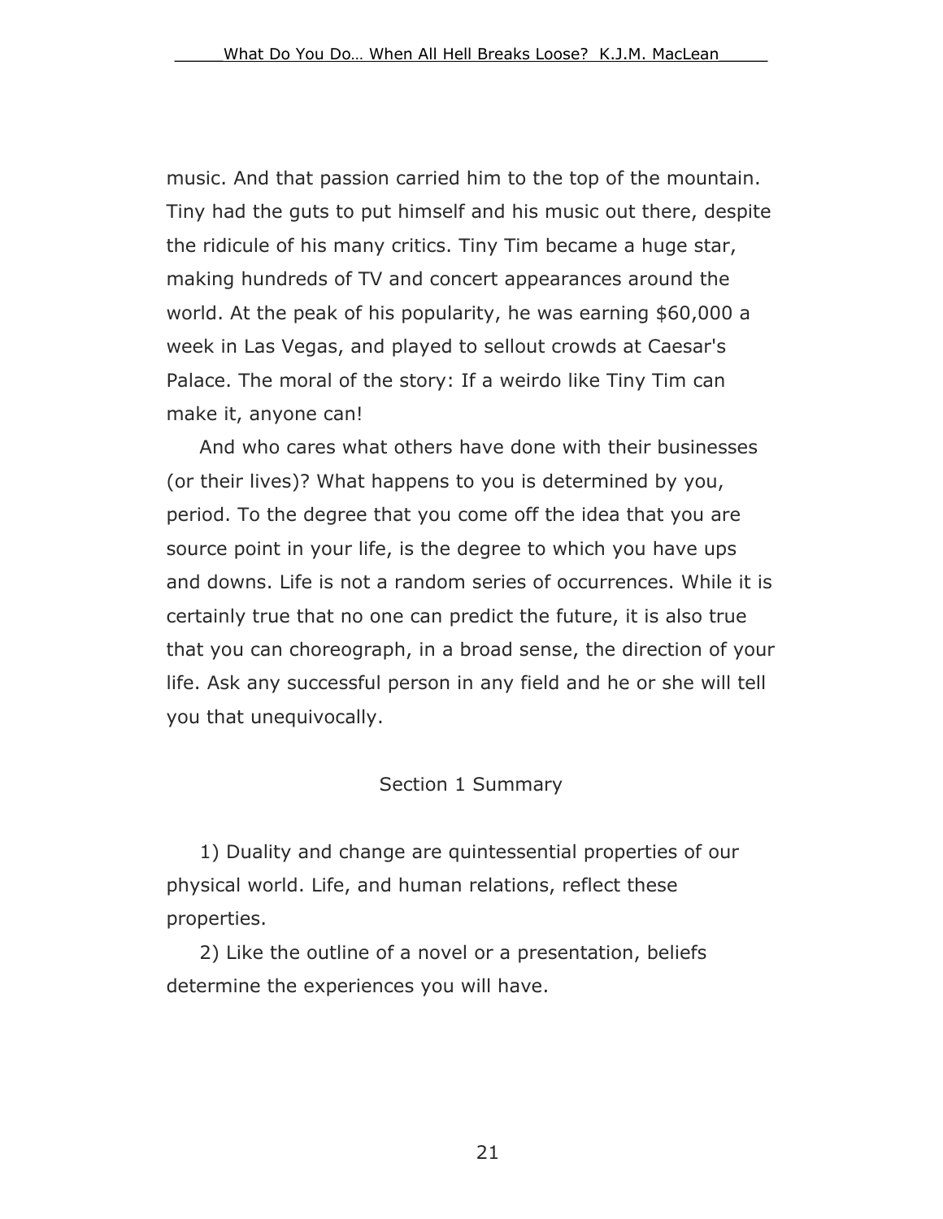music. And that passion carried him to the top of the mountain. Tiny had the guts to put himself and his music out there, despite the ridicule of his many critics. Tiny Tim became a huge star, making hundreds of TV and concert appearances around the world. At the peak of his popularity, he was earning $60,000 a week in Las Vegas, and played to sellout crowds at Caesar's Palace. The moral of the story: If a weirdo like Tiny Tim can make it, anyone can!

And who cares what others have done with their businesses (or their lives)? What happens to you is determined by you, period. To the degree that you come off the idea that you are source point in your life, is the degree to which you have ups and downs. Life is not a random series of occurrences. While it is certainly true that no one can predict the future, it is also true that you can choreograph, in a broad sense, the direction of your life. Ask any successful person in any field and he or she will tell you that unequivocally.

## Section 1 Summary

1) Duality and change are quintessential properties of our physical world. Life, and human relations, reflect these properties.

2) Like the outline of a novel or a presentation, beliefs determine the experiences you will have.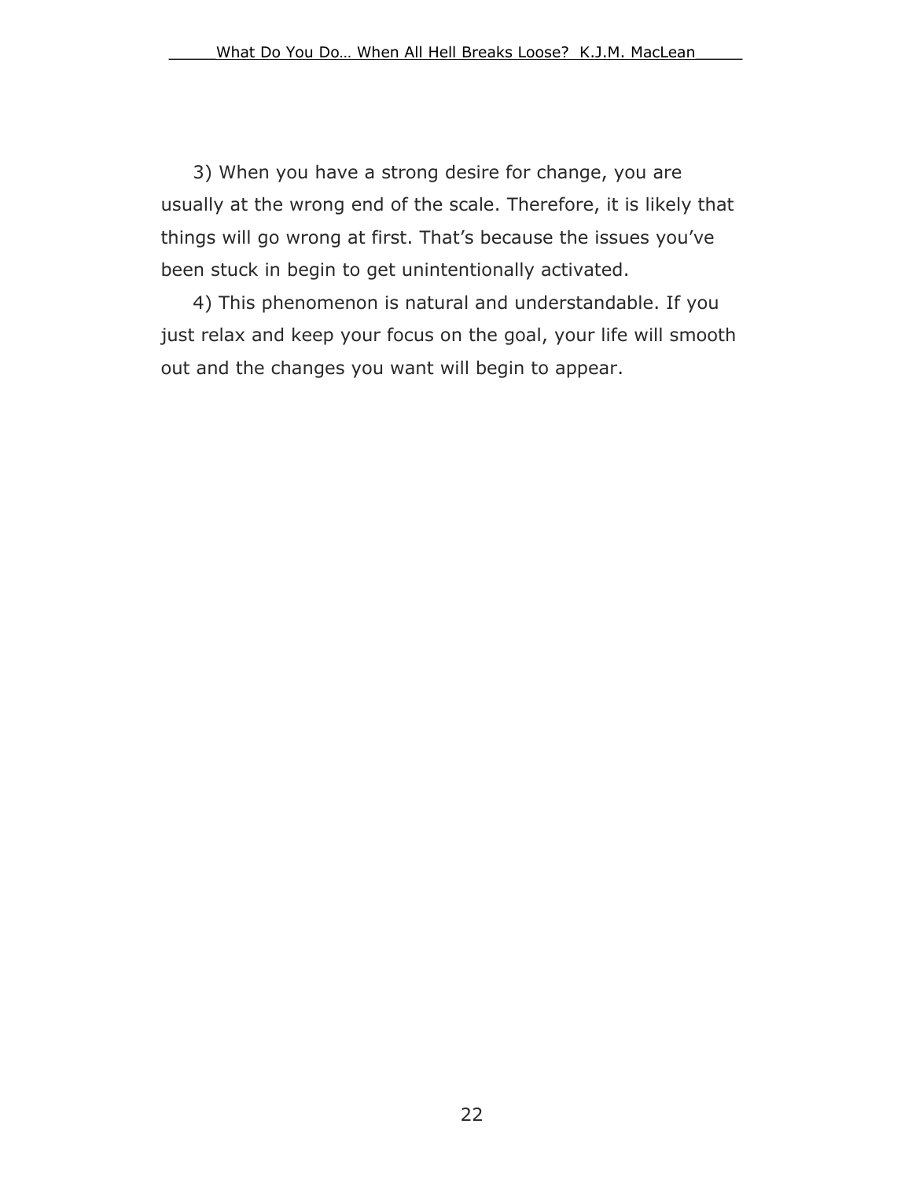3) When you have a strong desire for change, you are usually at the wrong end of the scale. Therefore, it is likely that things will go wrong at first. That's because the issues you've been stuck in begin to get unintentionally activated.

4) This phenomenon is natural and understandable. If you just relax and keep your focus on the goal, your life will smooth out and the changes you want will begin to appear.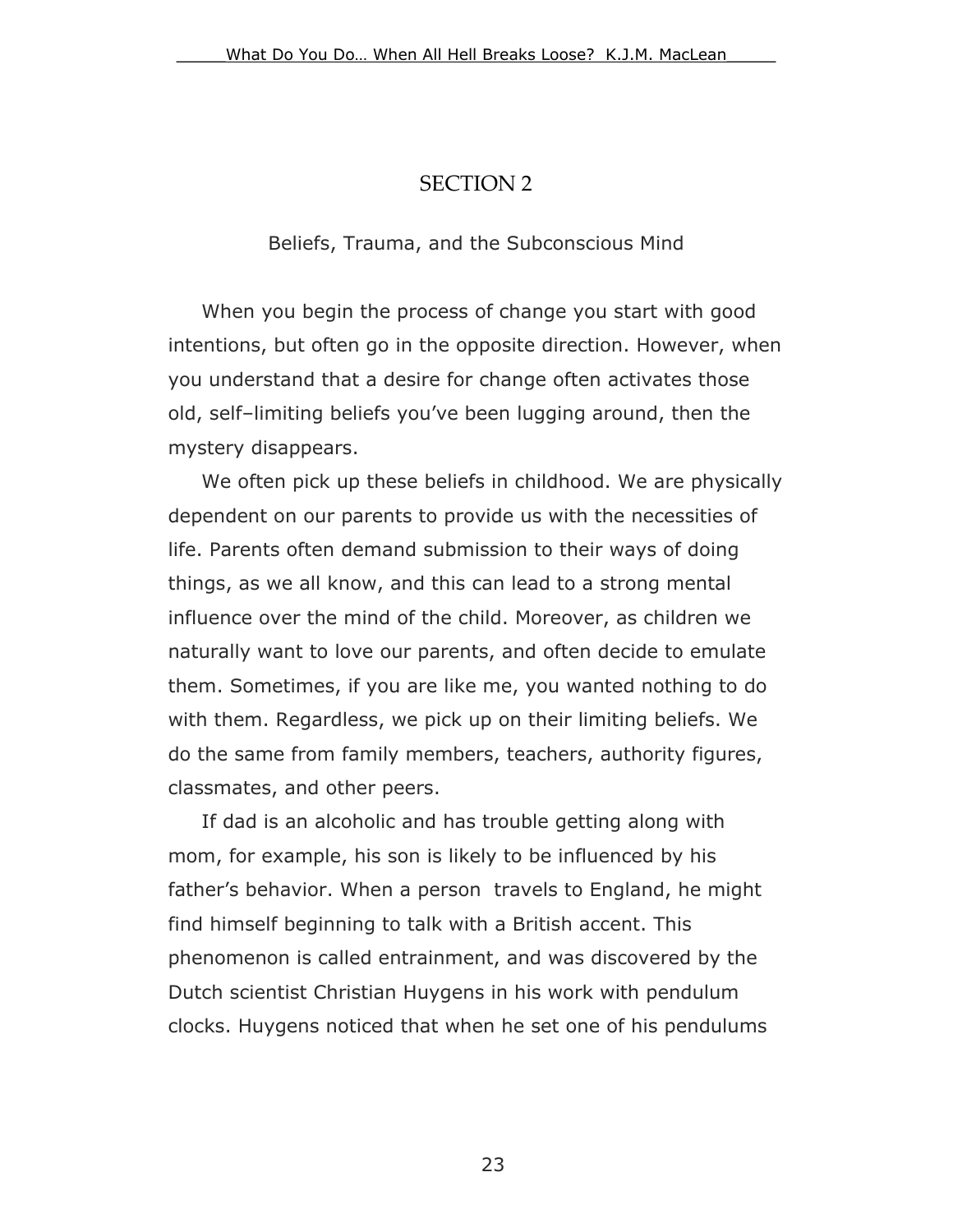# SECTION 2

## Beliefs, Trauma, and the Subconscious Mind

When you begin the process of change you start with good intentions, but often go in the opposite direction. However, when you understand that a desire for change often activates those old, self–limiting beliefs you've been lugging around, then the mystery disappears.

We often pick up these beliefs in childhood. We are physically dependent on our parents to provide us with the necessities of life. Parents often demand submission to their ways of doing things, as we all know, and this can lead to a strong mental influence over the mind of the child. Moreover, as children we naturally want to love our parents, and often decide to emulate them. Sometimes, if you are like me, you wanted nothing to do with them. Regardless, we pick up on their limiting beliefs. We do the same from family members, teachers, authority figures, classmates, and other peers.

If dad is an alcoholic and has trouble getting along with mom, for example, his son is likely to be influenced by his father's behavior. When a person travels to England, he might find himself beginning to talk with a British accent. This phenomenon is called entrainment, and was discovered by the Dutch scientist Christian Huygens in his work with pendulum clocks. Huygens noticed that when he set one of his pendulums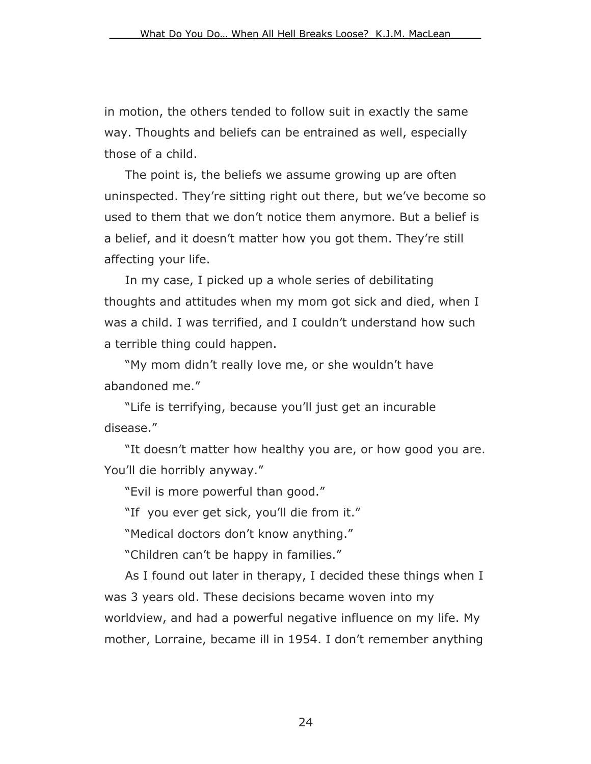in motion, the others tended to follow suit in exactly the same way. Thoughts and beliefs can be entrained as well, especially those of a child.

The point is, the beliefs we assume growing up are often uninspected. They're sitting right out there, but we've become so used to them that we don't notice them anymore. But a belief is a belief, and it doesn't matter how you got them. They're still affecting your life.

In my case, I picked up a whole series of debilitating thoughts and attitudes when my mom got sick and died, when I was a child. I was terrified, and I couldn't understand how such a terrible thing could happen.

"My mom didn't really love me, or she wouldn't have abandoned me."

"Life is terrifying, because you'll just get an incurable disease."

"It doesn't matter how healthy you are, or how good you are. You'll die horribly anyway."

"Evil is more powerful than good."

"If you ever get sick, you'll die from it."

"Medical doctors don't know anything."

"Children can't be happy in families."

As I found out later in therapy, I decided these things when I was 3 years old. These decisions became woven into my worldview, and had a powerful negative influence on my life. My mother, Lorraine, became ill in 1954. I don't remember anything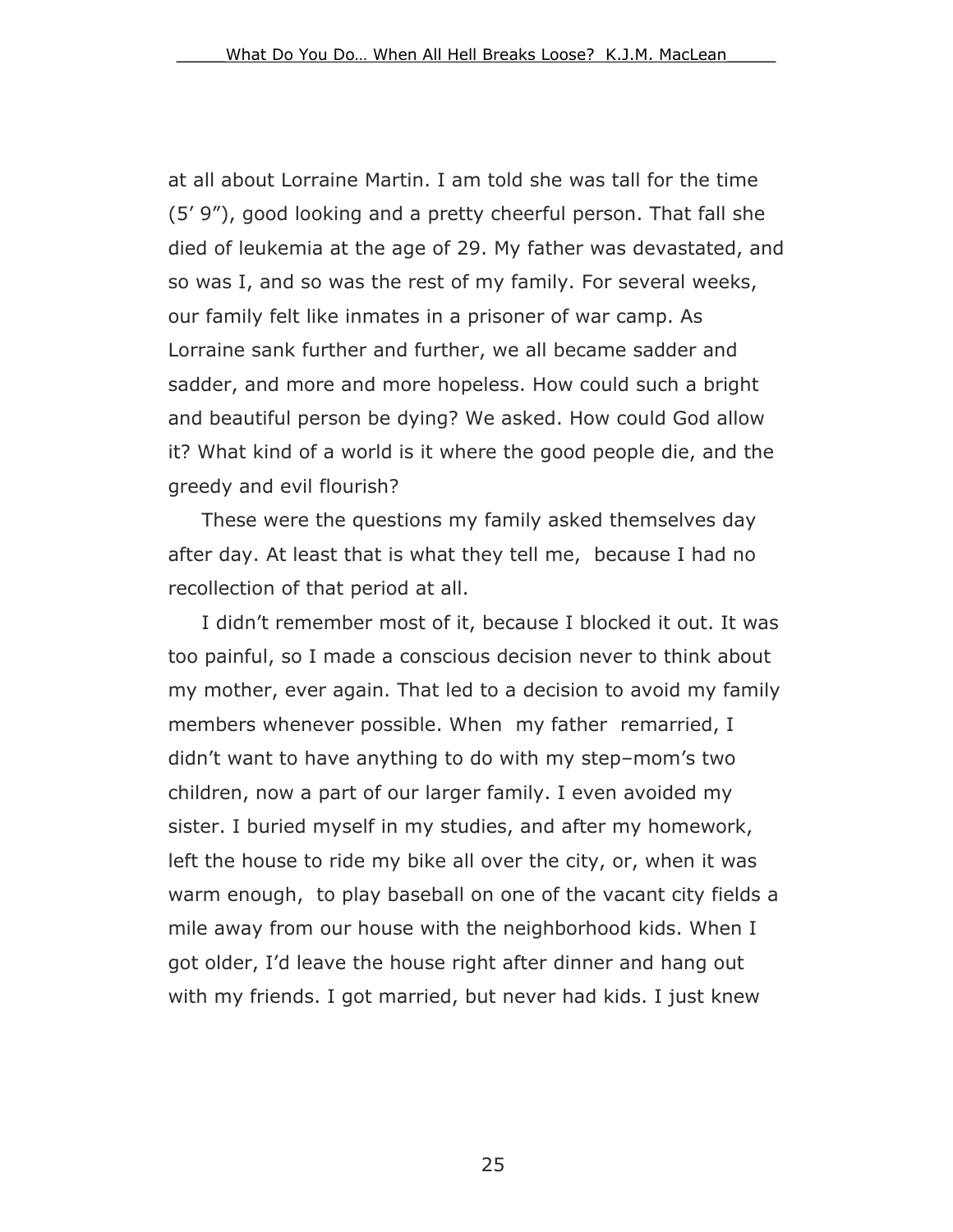at all about Lorraine Martin. I am told she was tall for the time (5' 9"), good looking and a pretty cheerful person. That fall she died of leukemia at the age of 29. My father was devastated, and so was I, and so was the rest of my family. For several weeks, our family felt like inmates in a prisoner of war camp. As Lorraine sank further and further, we all became sadder and sadder, and more and more hopeless. How could such a bright and beautiful person be dying? We asked. How could God allow it? What kind of a world is it where the good people die, and the greedy and evil flourish?

These were the questions my family asked themselves day after day. At least that is what they tell me, because I had no recollection of that period at all.

I didn't remember most of it, because I blocked it out. It was too painful, so I made a conscious decision never to think about my mother, ever again. That led to a decision to avoid my family members whenever possible. When my father remarried, I didn't want to have anything to do with my step–mom's two children, now a part of our larger family. I even avoided my sister. I buried myself in my studies, and after my homework, left the house to ride my bike all over the city, or, when it was warm enough, to play baseball on one of the vacant city fields a mile away from our house with the neighborhood kids. When I got older, I'd leave the house right after dinner and hang out with my friends. I got married, but never had kids. I just knew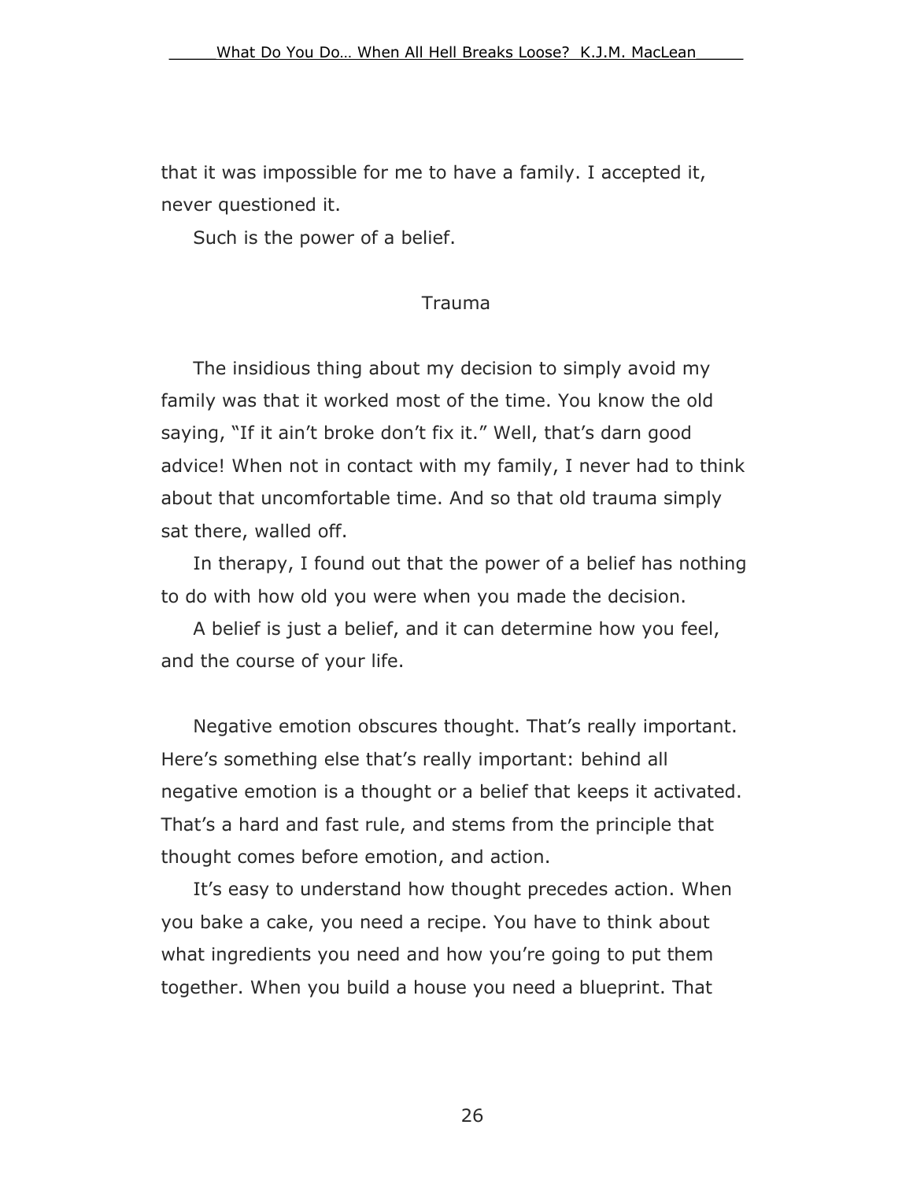that it was impossible for me to have a family. I accepted it, never questioned it.

Such is the power of a belief.

## Trauma

The insidious thing about my decision to simply avoid my family was that it worked most of the time. You know the old saying, “If it ain’t broke don’t fix it.” Well, that’s darn good advice! When not in contact with my family, I never had to think about that uncomfortable time. And so that old trauma simply sat there, walled off.

In therapy, I found out that the power of a belief has nothing to do with how old you were when you made the decision.

A belief is just a belief, and it can determine how you feel, and the course of your life.

Negative emotion obscures thought. That’s really important. Here’s something else that’s really important: behind all negative emotion is a thought or a belief that keeps it activated. That’s a hard and fast rule, and stems from the principle that thought comes before emotion, and action.

It’s easy to understand how thought precedes action. When you bake a cake, you need a recipe. You have to think about what ingredients you need and how you’re going to put them together. When you build a house you need a blueprint. That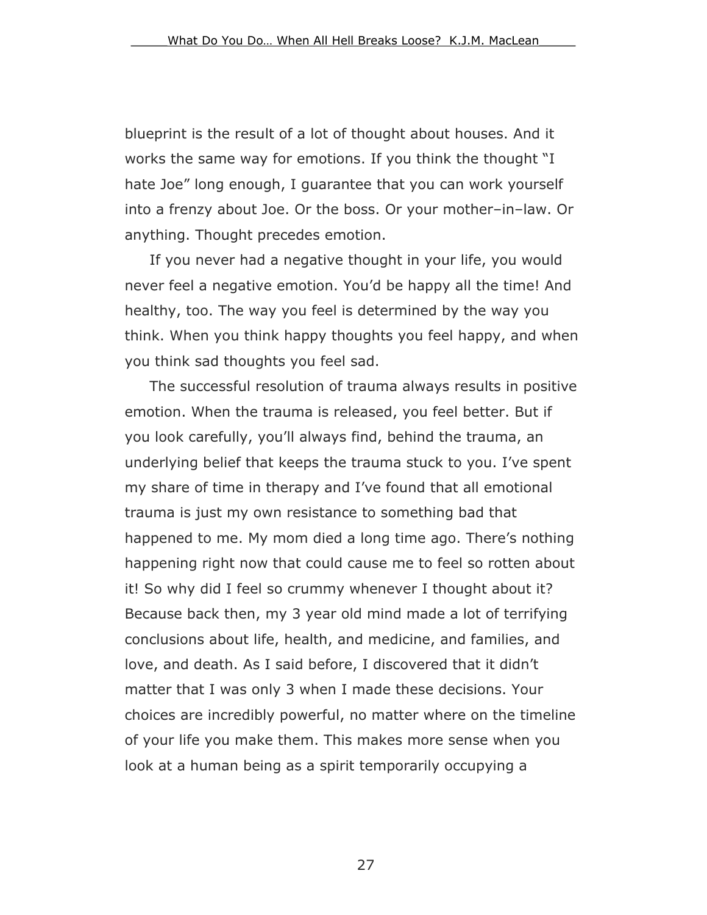blueprint is the result of a lot of thought about houses. And it works the same way for emotions. If you think the thought "I hate Joe" long enough, I guarantee that you can work yourself into a frenzy about Joe. Or the boss. Or your mother–in–law. Or anything. Thought precedes emotion.

If you never had a negative thought in your life, you would never feel a negative emotion. You'd be happy all the time! And healthy, too. The way you feel is determined by the way you think. When you think happy thoughts you feel happy, and when you think sad thoughts you feel sad.

The successful resolution of trauma always results in positive emotion. When the trauma is released, you feel better. But if you look carefully, you'll always find, behind the trauma, an underlying belief that keeps the trauma stuck to you. I've spent my share of time in therapy and I've found that all emotional trauma is just my own resistance to something bad that happened to me. My mom died a long time ago. There's nothing happening right now that could cause me to feel so rotten about it! So why did I feel so crummy whenever I thought about it? Because back then, my 3 year old mind made a lot of terrifying conclusions about life, health, and medicine, and families, and love, and death. As I said before, I discovered that it didn't matter that I was only 3 when I made these decisions. Your choices are incredibly powerful, no matter where on the timeline of your life you make them. This makes more sense when you look at a human being as a spirit temporarily occupying a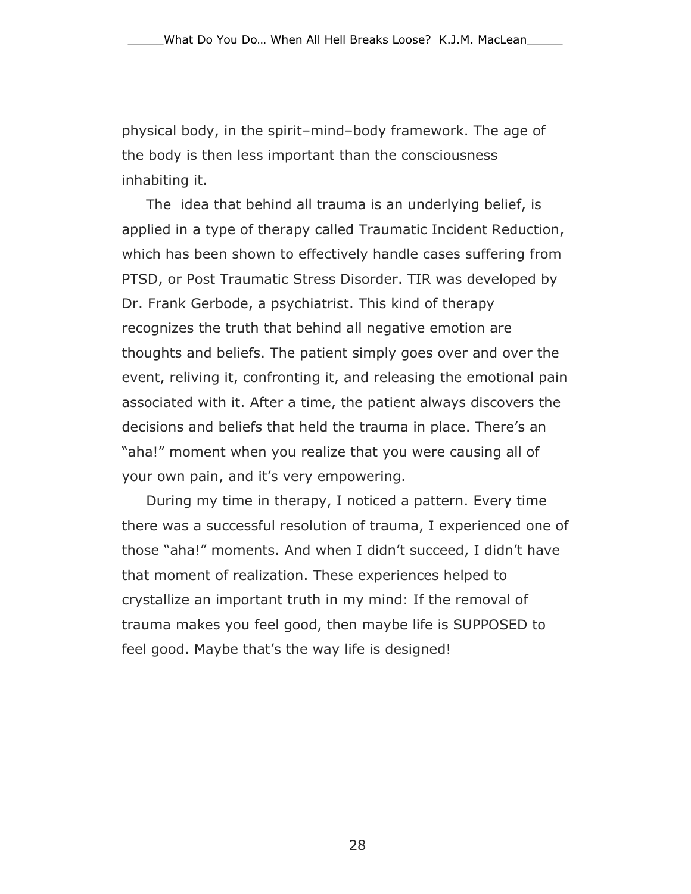physical body, in the spirit–mind–body framework. The age of the body is then less important than the consciousness inhabiting it.

The idea that behind all trauma is an underlying belief, is applied in a type of therapy called Traumatic Incident Reduction, which has been shown to effectively handle cases suffering from PTSD, or Post Traumatic Stress Disorder. TIR was developed by Dr. Frank Gerbode, a psychiatrist. This kind of therapy recognizes the truth that behind all negative emotion are thoughts and beliefs. The patient simply goes over and over the event, reliving it, confronting it, and releasing the emotional pain associated with it. After a time, the patient always discovers the decisions and beliefs that held the trauma in place. There's an "aha!" moment when you realize that you were causing all of your own pain, and it's very empowering.

During my time in therapy, I noticed a pattern. Every time there was a successful resolution of trauma, I experienced one of those "aha!" moments. And when I didn't succeed, I didn't have that moment of realization. These experiences helped to crystallize an important truth in my mind: If the removal of trauma makes you feel good, then maybe life is SUPPOSED to feel good. Maybe that's the way life is designed!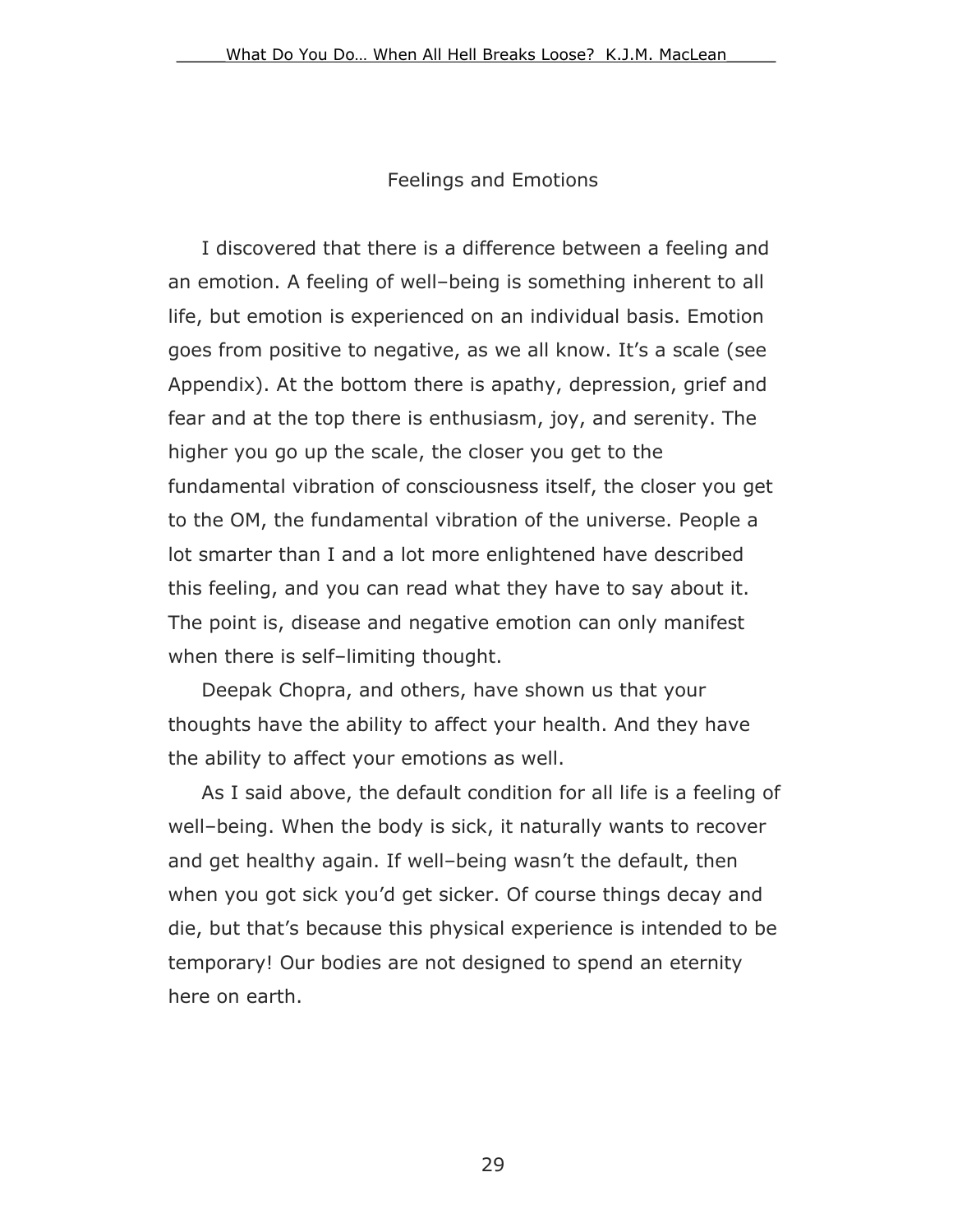## Feelings and Emotions

I discovered that there is a difference between a feeling and an emotion. A feeling of well–being is something inherent to all life, but emotion is experienced on an individual basis. Emotion goes from positive to negative, as we all know. It's a scale (see Appendix). At the bottom there is apathy, depression, grief and fear and at the top there is enthusiasm, joy, and serenity. The higher you go up the scale, the closer you get to the fundamental vibration of consciousness itself, the closer you get to the OM, the fundamental vibration of the universe. People a lot smarter than I and a lot more enlightened have described this feeling, and you can read what they have to say about it. The point is, disease and negative emotion can only manifest when there is self–limiting thought.

Deepak Chopra, and others, have shown us that your thoughts have the ability to affect your health. And they have the ability to affect your emotions as well.

As I said above, the default condition for all life is a feeling of well–being. When the body is sick, it naturally wants to recover and get healthy again. If well–being wasn't the default, then when you got sick you'd get sicker. Of course things decay and die, but that's because this physical experience is intended to be temporary! Our bodies are not designed to spend an eternity here on earth.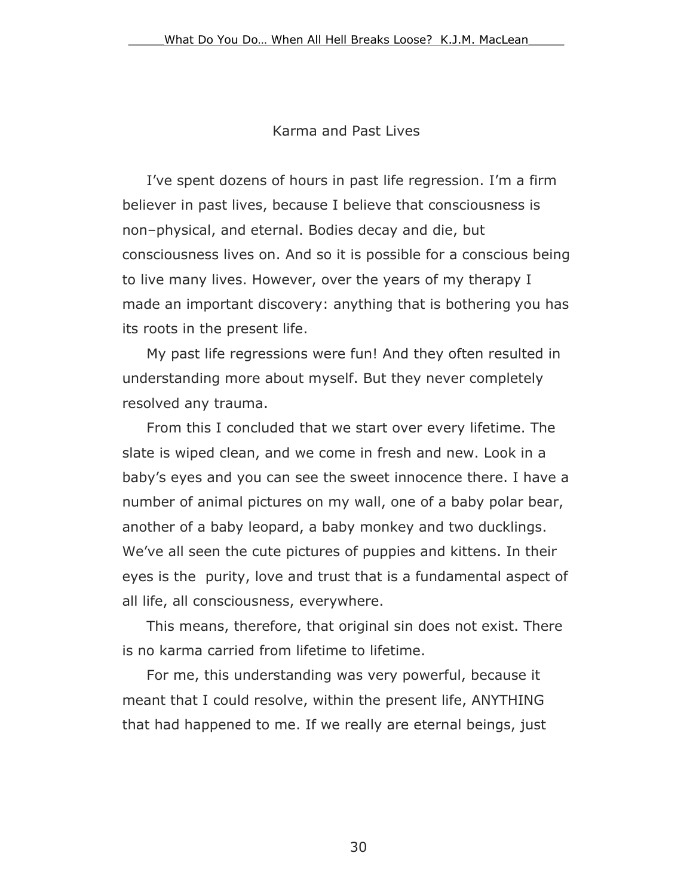## Karma and Past Lives

I've spent dozens of hours in past life regression. I'm a firm believer in past lives, because I believe that consciousness is non–physical, and eternal. Bodies decay and die, but consciousness lives on. And so it is possible for a conscious being to live many lives. However, over the years of my therapy I made an important discovery: anything that is bothering you has its roots in the present life.

My past life regressions were fun! And they often resulted in understanding more about myself. But they never completely resolved any trauma.

From this I concluded that we start over every lifetime. The slate is wiped clean, and we come in fresh and new. Look in a baby's eyes and you can see the sweet innocence there. I have a number of animal pictures on my wall, one of a baby polar bear, another of a baby leopard, a baby monkey and two ducklings. We've all seen the cute pictures of puppies and kittens. In their eyes is the purity, love and trust that is a fundamental aspect of all life, all consciousness, everywhere.

This means, therefore, that original sin does not exist. There is no karma carried from lifetime to lifetime.

For me, this understanding was very powerful, because it meant that I could resolve, within the present life, ANYTHING that had happened to me. If we really are eternal beings, just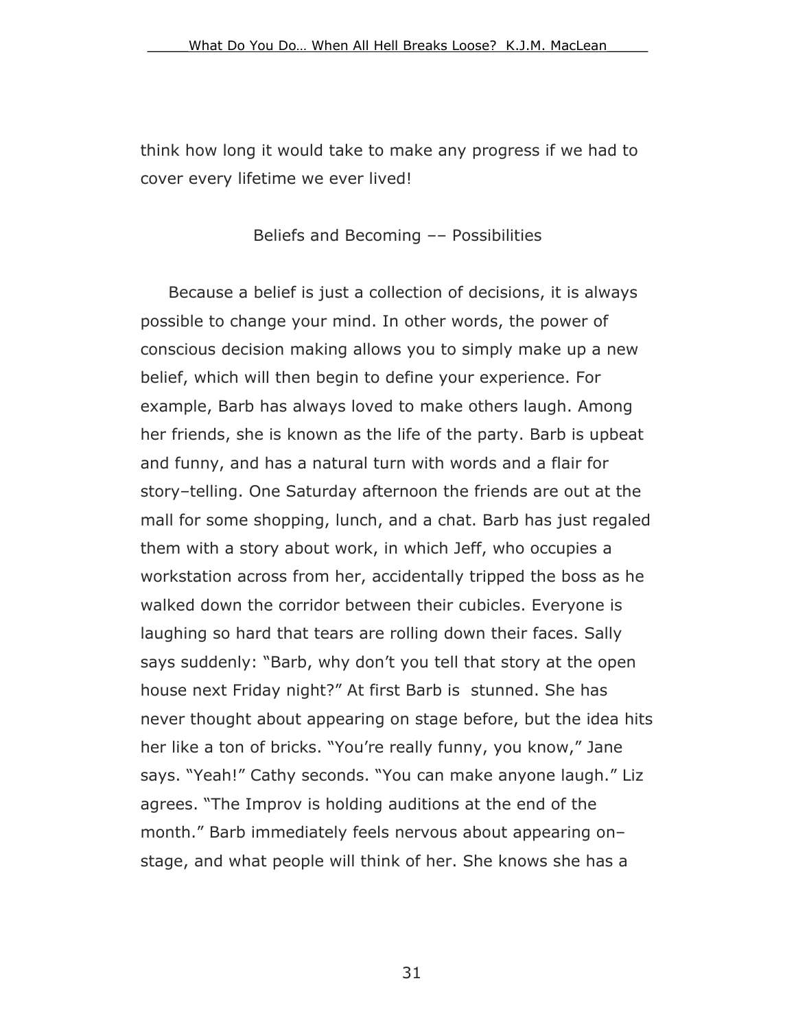think how long it would take to make any progress if we had to cover every lifetime we ever lived!

## Beliefs and Becoming –– Possibilities

Because a belief is just a collection of decisions, it is always possible to change your mind. In other words, the power of conscious decision making allows you to simply make up a new belief, which will then begin to define your experience. For example, Barb has always loved to make others laugh. Among her friends, she is known as the life of the party. Barb is upbeat and funny, and has a natural turn with words and a flair for story–telling. One Saturday afternoon the friends are out at the mall for some shopping, lunch, and a chat. Barb has just regaled them with a story about work, in which Jeff, who occupies a workstation across from her, accidentally tripped the boss as he walked down the corridor between their cubicles. Everyone is laughing so hard that tears are rolling down their faces. Sally says suddenly: "Barb, why don't you tell that story at the open house next Friday night?" At first Barb is stunned. She has never thought about appearing on stage before, but the idea hits her like a ton of bricks. "You're really funny, you know," Jane says. "Yeah!" Cathy seconds. "You can make anyone laugh." Liz agrees. "The Improv is holding auditions at the end of the month." Barb immediately feels nervous about appearing on–stage, and what people will think of her. She knows she has a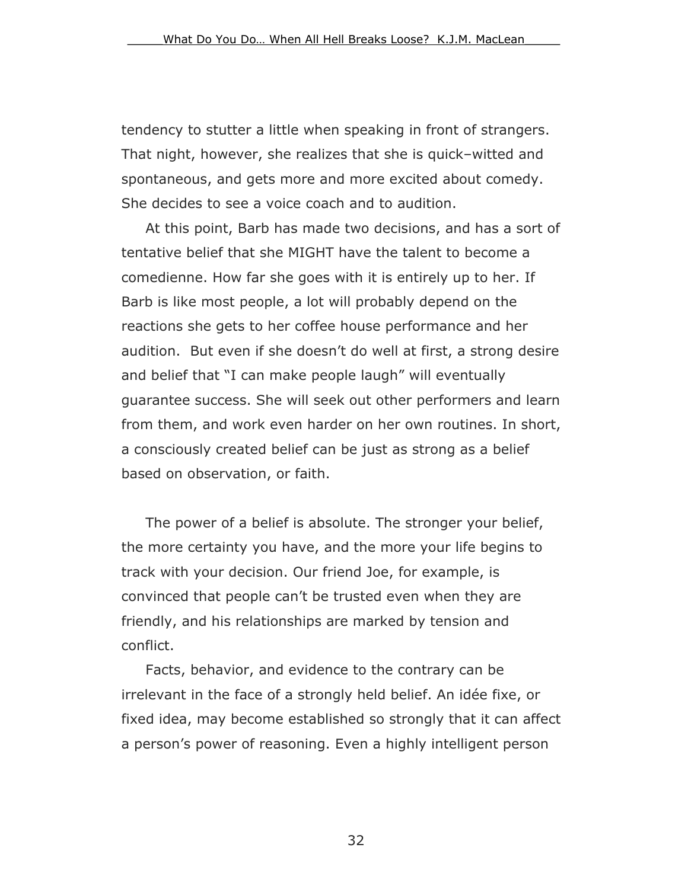tendency to stutter a little when speaking in front of strangers. That night, however, she realizes that she is quick–witted and spontaneous, and gets more and more excited about comedy. She decides to see a voice coach and to audition.

At this point, Barb has made two decisions, and has a sort of tentative belief that she MIGHT have the talent to become a comedienne. How far she goes with it is entirely up to her. If Barb is like most people, a lot will probably depend on the reactions she gets to her coffee house performance and her audition. But even if she doesn't do well at first, a strong desire and belief that "I can make people laugh" will eventually guarantee success. She will seek out other performers and learn from them, and work even harder on her own routines. In short, a consciously created belief can be just as strong as a belief based on observation, or faith.

The power of a belief is absolute. The stronger your belief, the more certainty you have, and the more your life begins to track with your decision. Our friend Joe, for example, is convinced that people can't be trusted even when they are friendly, and his relationships are marked by tension and conflict.

Facts, behavior, and evidence to the contrary can be irrelevant in the face of a strongly held belief. An idée fixe, or fixed idea, may become established so strongly that it can affect a person's power of reasoning. Even a highly intelligent person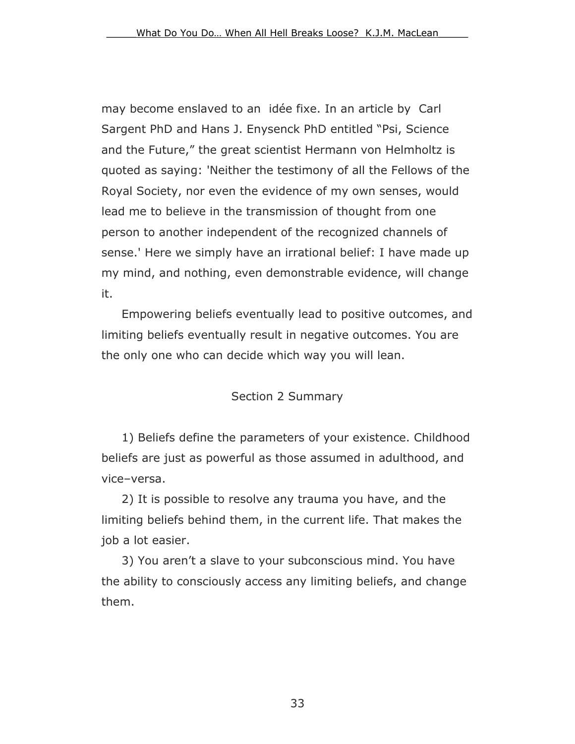may become enslaved to an *idée fixe*. In an article by Carl Sargent PhD and Hans J. Enysenck PhD entitled "Psi, Science and the Future," the great scientist Hermann von Helmholtz is quoted as saying: 'Neither the testimony of all the Fellows of the Royal Society, nor even the evidence of my own senses, would lead me to believe in the transmission of thought from one person to another independent of the recognized channels of sense.' Here we simply have an irrational belief: I have made up my mind, and nothing, even demonstrable evidence, will change it.

Empowering beliefs eventually lead to positive outcomes, and limiting beliefs eventually result in negative outcomes. You are the only one who can decide which way you will lean.

## Section 2 Summary

1) Beliefs define the parameters of your existence. Childhood beliefs are just as powerful as those assumed in adulthood, and vice–versa.

2) It is possible to resolve any trauma you have, and the limiting beliefs behind them, in the current life. That makes the job a lot easier.

3) You aren't a slave to your subconscious mind. You have the ability to consciously access any limiting beliefs, and change them.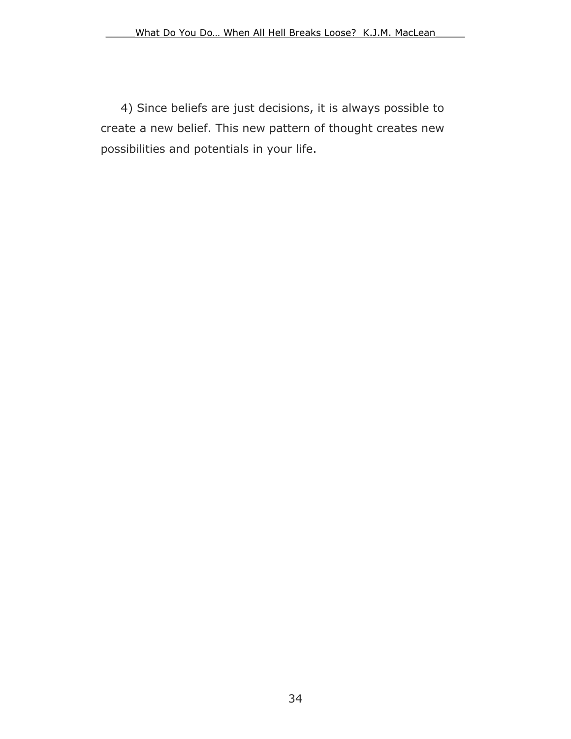4) Since beliefs are just decisions, it is always possible to create a new belief. This new pattern of thought creates new possibilities and potentials in your life.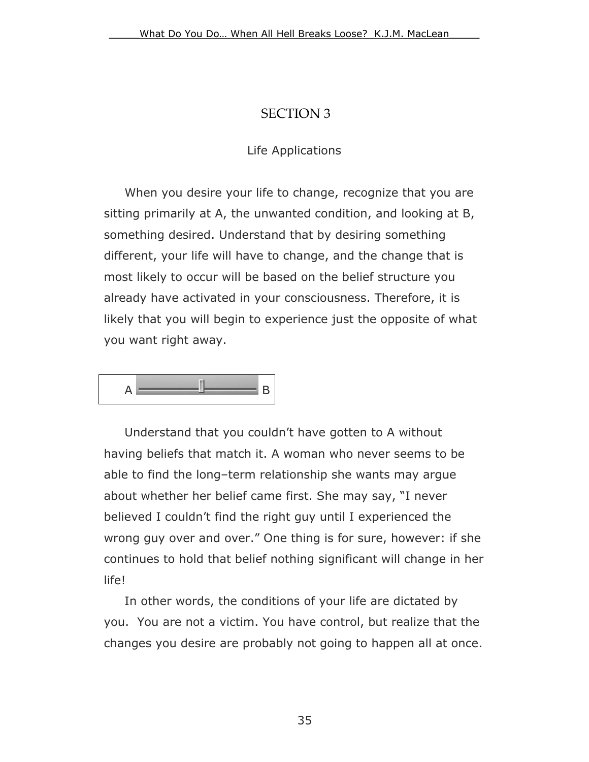# SECTION 3

## Life Applications

When you desire your life to change, recognize that you are sitting primarily at A, the unwanted condition, and looking at B, something desired. Understand that by desiring something different, your life will have to change, and the change that is most likely to occur will be based on the belief structure you already have activated in your consciousness. Therefore, it is likely that you will begin to experience just the opposite of what you want right away.

A ——————[]—————— B

Understand that you couldn't have gotten to A without having beliefs that match it. A woman who never seems to be able to find the long–term relationship she wants may argue about whether her belief came first. She may say, "I never believed I couldn't find the right guy until I experienced the wrong guy over and over." One thing is for sure, however: if she continues to hold that belief nothing significant will change in her life!

In other words, the conditions of your life are dictated by you. You are not a victim. You have control, but realize that the changes you desire are probably not going to happen all at once.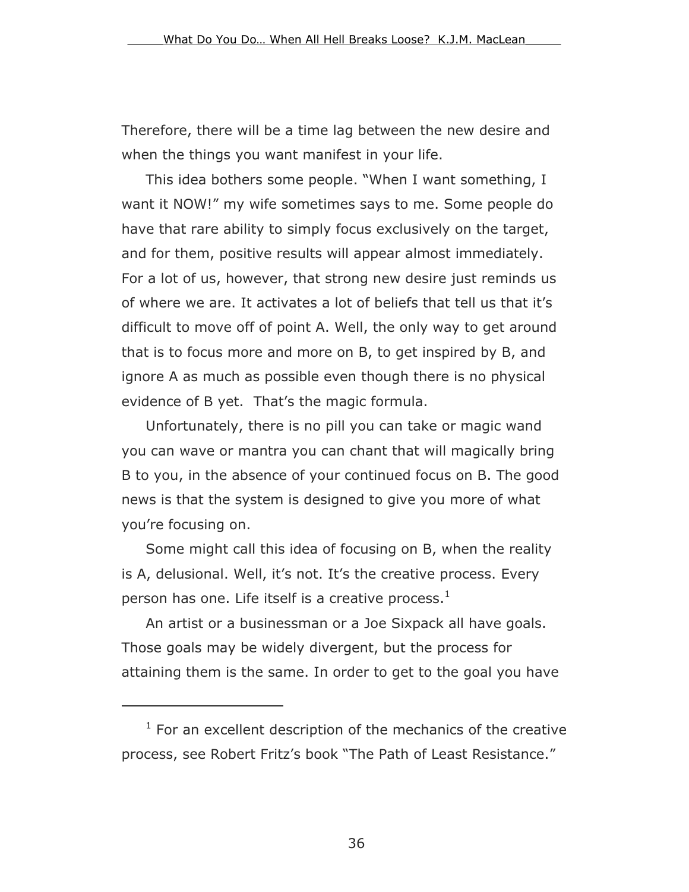Therefore, there will be a time lag between the new desire and when the things you want manifest in your life.

This idea bothers some people. "When I want something, I want it NOW!" my wife sometimes says to me. Some people do have that rare ability to simply focus exclusively on the target, and for them, positive results will appear almost immediately. For a lot of us, however, that strong new desire just reminds us of where we are. It activates a lot of beliefs that tell us that it's difficult to move off of point A. Well, the only way to get around that is to focus more and more on B, to get inspired by B, and ignore A as much as possible even though there is no physical evidence of B yet. That's the magic formula.

Unfortunately, there is no pill you can take or magic wand you can wave or mantra you can chant that will magically bring B to you, in the absence of your continued focus on B. The good news is that the system is designed to give you more of what you're focusing on.

Some might call this idea of focusing on B, when the reality is A, delusional. Well, it's not. It's the creative process. Every person has one. Life itself is a creative process.[1]

An artist or a businessman or a Joe Sixpack all have goals. Those goals may be widely divergent, but the process for attaining them is the same. In order to get to the goal you have

---

[1] For an excellent description of the mechanics of the creative process, see Robert Fritz's book "The Path of Least Resistance."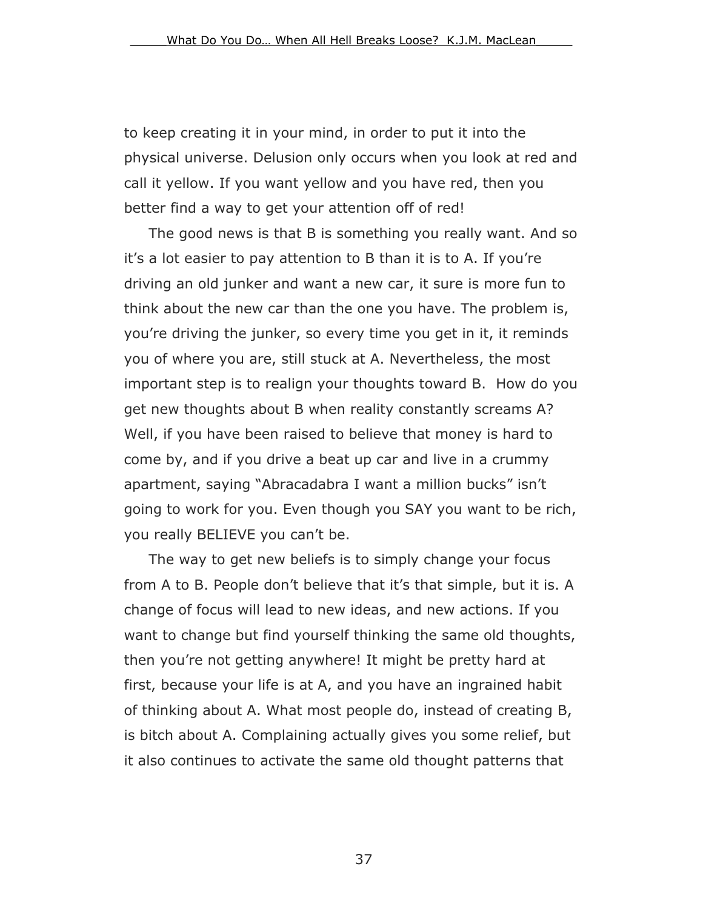to keep creating it in your mind, in order to put it into the physical universe. Delusion only occurs when you look at red and call it yellow. If you want yellow and you have red, then you better find a way to get your attention off of red!

The good news is that B is something you really want. And so it's a lot easier to pay attention to B than it is to A. If you're driving an old junker and want a new car, it sure is more fun to think about the new car than the one you have. The problem is, you're driving the junker, so every time you get in it, it reminds you of where you are, still stuck at A. Nevertheless, the most important step is to realign your thoughts toward B. How do you get new thoughts about B when reality constantly screams A? Well, if you have been raised to believe that money is hard to come by, and if you drive a beat up car and live in a crummy apartment, saying "Abracadabra I want a million bucks" isn't going to work for you. Even though you SAY you want to be rich, you really BELIEVE you can't be.

The way to get new beliefs is to simply change your focus from A to B. People don't believe that it's that simple, but it is. A change of focus will lead to new ideas, and new actions. If you want to change but find yourself thinking the same old thoughts, then you're not getting anywhere! It might be pretty hard at first, because your life is at A, and you have an ingrained habit of thinking about A. What most people do, instead of creating B, is bitch about A. Complaining actually gives you some relief, but it also continues to activate the same old thought patterns that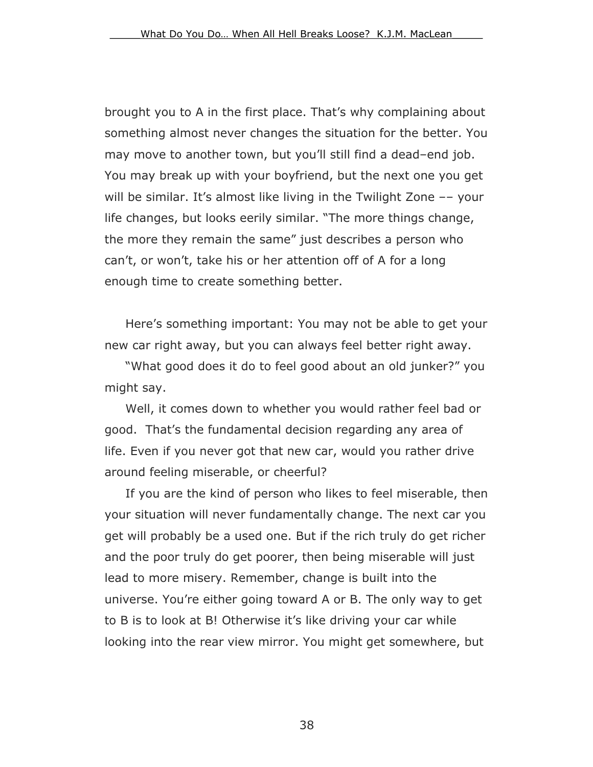brought you to A in the first place. That's why complaining about something almost never changes the situation for the better. You may move to another town, but you'll still find a dead–end job. You may break up with your boyfriend, but the next one you get will be similar. It's almost like living in the Twilight Zone –– your life changes, but looks eerily similar. "The more things change, the more they remain the same" just describes a person who can't, or won't, take his or her attention off of A for a long enough time to create something better.

Here's something important: You may not be able to get your new car right away, but you can always feel better right away.

"What good does it do to feel good about an old junker?" you might say.

Well, it comes down to whether you would rather feel bad or good. That's the fundamental decision regarding any area of life. Even if you never got that new car, would you rather drive around feeling miserable, or cheerful?

If you are the kind of person who likes to feel miserable, then your situation will never fundamentally change. The next car you get will probably be a used one. But if the rich truly do get richer and the poor truly do get poorer, then being miserable will just lead to more misery. Remember, change is built into the universe. You're either going toward A or B. The only way to get to B is to look at B! Otherwise it's like driving your car while looking into the rear view mirror. You might get somewhere, but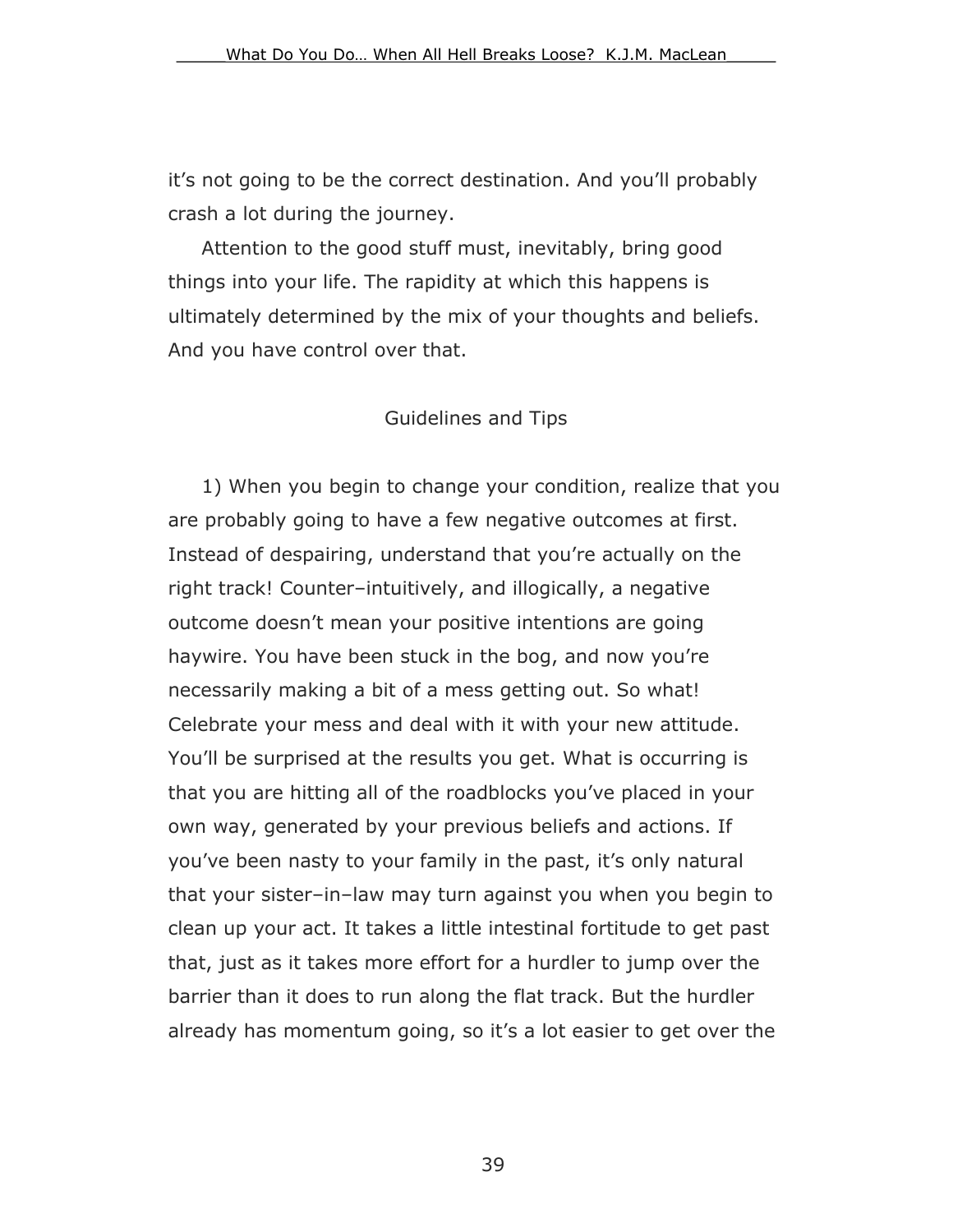it's not going to be the correct destination. And you'll probably crash a lot during the journey.

Attention to the good stuff must, inevitably, bring good things into your life. The rapidity at which this happens is ultimately determined by the mix of your thoughts and beliefs. And you have control over that.

## Guidelines and Tips

1) When you begin to change your condition, realize that you are probably going to have a few negative outcomes at first. Instead of despairing, understand that you're actually on the right track! Counter–intuitively, and illogically, a negative outcome doesn't mean your positive intentions are going haywire. You have been stuck in the bog, and now you're necessarily making a bit of a mess getting out. So what! Celebrate your mess and deal with it with your new attitude. You'll be surprised at the results you get. What is occurring is that you are hitting all of the roadblocks you've placed in your own way, generated by your previous beliefs and actions. If you've been nasty to your family in the past, it's only natural that your sister–in–law may turn against you when you begin to clean up your act. It takes a little intestinal fortitude to get past that, just as it takes more effort for a hurdler to jump over the barrier than it does to run along the flat track. But the hurdler already has momentum going, so it's a lot easier to get over the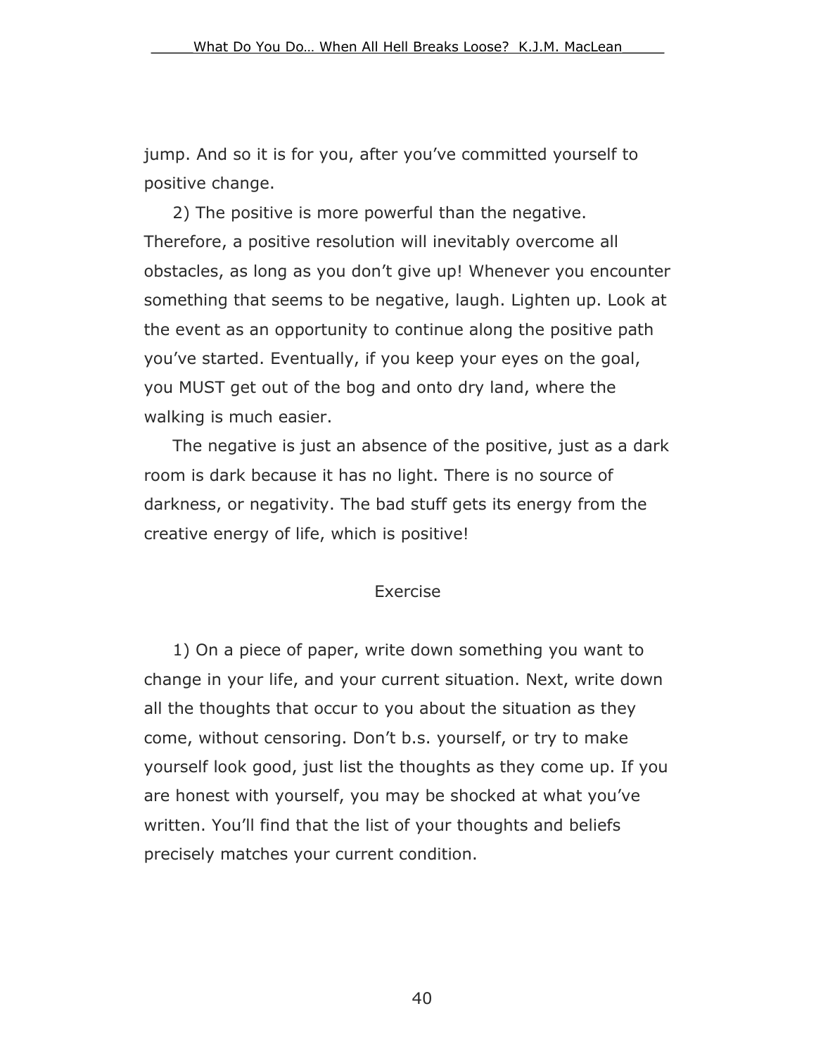jump. And so it is for you, after you've committed yourself to positive change.

2) The positive is more powerful than the negative. Therefore, a positive resolution will inevitably overcome all obstacles, as long as you don't give up! Whenever you encounter something that seems to be negative, laugh. Lighten up. Look at the event as an opportunity to continue along the positive path you've started. Eventually, if you keep your eyes on the goal, you MUST get out of the bog and onto dry land, where the walking is much easier.

The negative is just an absence of the positive, just as a dark room is dark because it has no light. There is no source of darkness, or negativity. The bad stuff gets its energy from the creative energy of life, which is positive!

### Exercise

1) On a piece of paper, write down something you want to change in your life, and your current situation. Next, write down all the thoughts that occur to you about the situation as they come, without censoring. Don't b.s. yourself, or try to make yourself look good, just list the thoughts as they come up. If you are honest with yourself, you may be shocked at what you've written. You'll find that the list of your thoughts and beliefs precisely matches your current condition.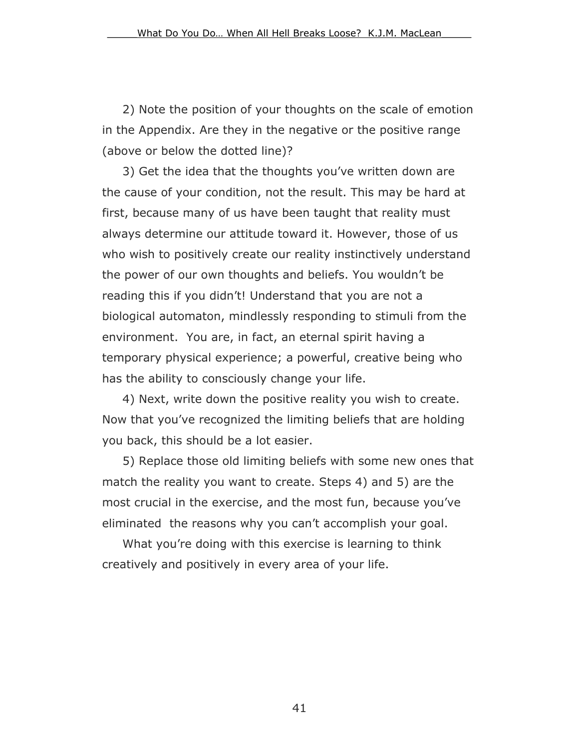2) Note the position of your thoughts on the scale of emotion in the Appendix. Are they in the negative or the positive range (above or below the dotted line)?

3) Get the idea that the thoughts you've written down are the cause of your condition, not the result. This may be hard at first, because many of us have been taught that reality must always determine our attitude toward it. However, those of us who wish to positively create our reality instinctively understand the power of our own thoughts and beliefs. You wouldn't be reading this if you didn't! Understand that you are not a biological automaton, mindlessly responding to stimuli from the environment. You are, in fact, an eternal spirit having a temporary physical experience; a powerful, creative being who has the ability to consciously change your life.

4) Next, write down the positive reality you wish to create. Now that you've recognized the limiting beliefs that are holding you back, this should be a lot easier.

5) Replace those old limiting beliefs with some new ones that match the reality you want to create. Steps 4) and 5) are the most crucial in the exercise, and the most fun, because you've eliminated the reasons why you can't accomplish your goal.

What you're doing with this exercise is learning to think creatively and positively in every area of your life.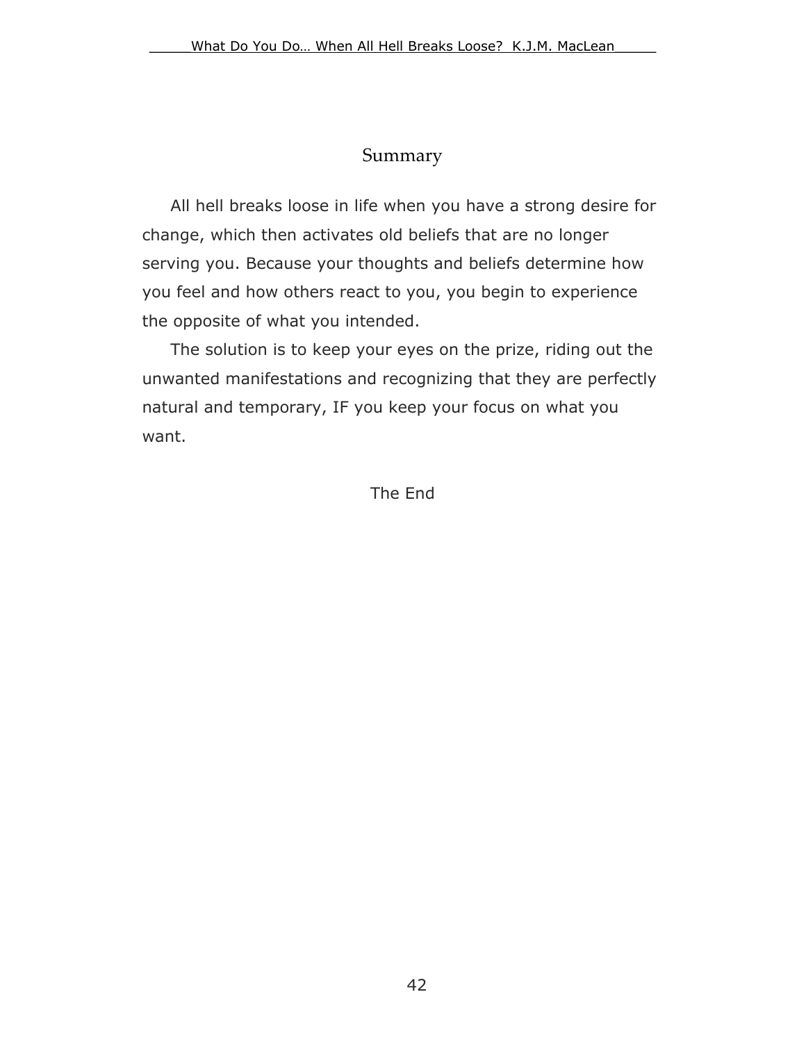## Summary

All hell breaks loose in life when you have a strong desire for change, which then activates old beliefs that are no longer serving you. Because your thoughts and beliefs determine how you feel and how others react to you, you begin to experience the opposite of what you intended.

The solution is to keep your eyes on the prize, riding out the unwanted manifestations and recognizing that they are perfectly natural and temporary, IF you keep your focus on what you want.

The End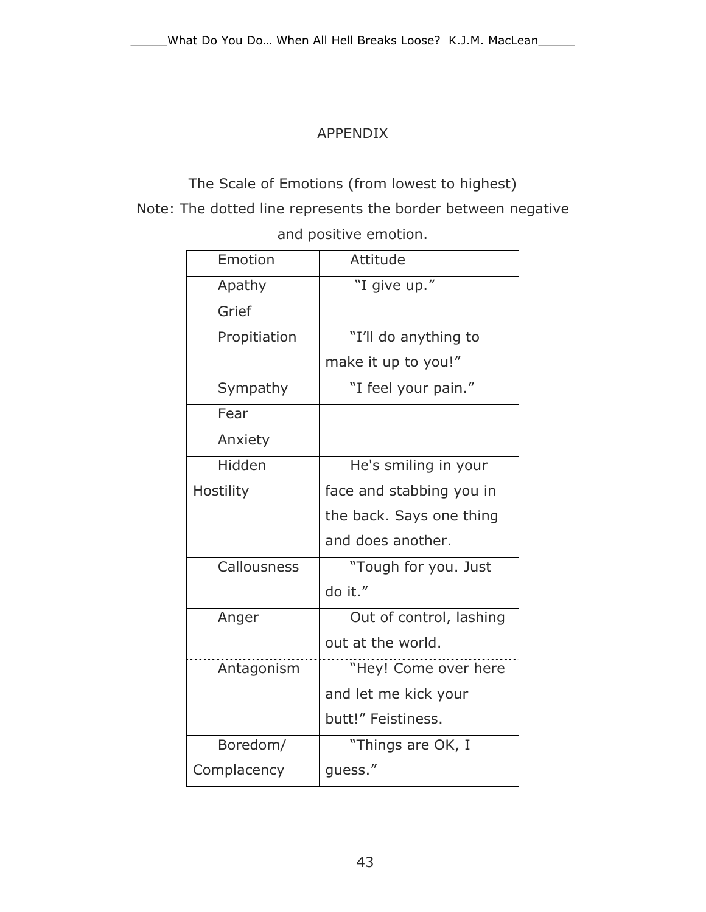# APPENDIX

The Scale of Emotions (from lowest to highest)

Note: The dotted line represents the border between negative and positive emotion.

| Emotion | Attitude |
|---|---|
| Apathy | "I give up." |
| Grief | |
| Propitiation | "I'll do anything to make it up to you!" |
| Sympathy | "I feel your pain." |
| Fear | |
| Anxiety | |
| Hidden Hostility | He's smiling in your face and stabbing you in the back. Says one thing and does another. |
| Callousness | "Tough for you. Just do it." |
| Anger | Out of control, lashing out at the world. |
| Antagonism | "Hey! Come over here and let me kick your butt!" Feistiness. |
| Boredom/ Complacency | "Things are OK, I guess." |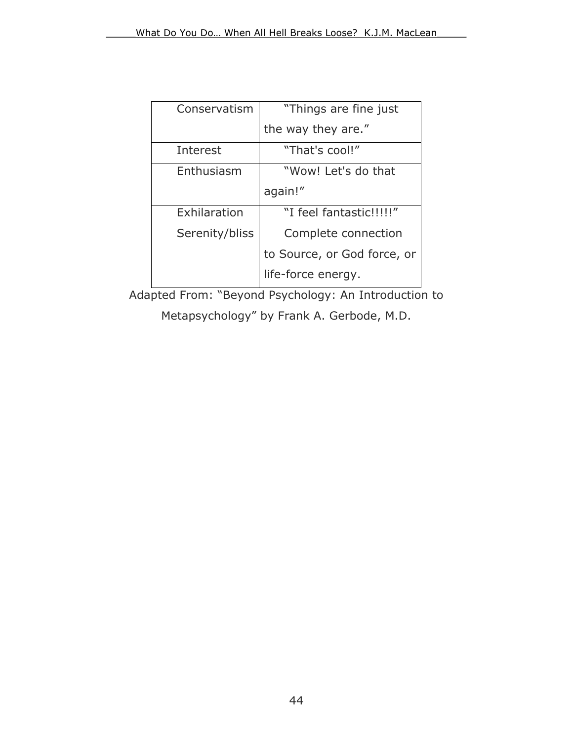| | |
|---|---|
| Conservatism | “Things are fine just the way they are.” |
| Interest | “That's cool!” |
| Enthusiasm | “Wow! Let's do that again!” |
| Exhilaration | “I feel fantastic!!!!!” |
| Serenity/bliss | Complete connection to Source, or God force, or life-force energy. |

Adapted From: “Beyond Psychology: An Introduction to Metapsychology” by Frank A. Gerbode, M.D.